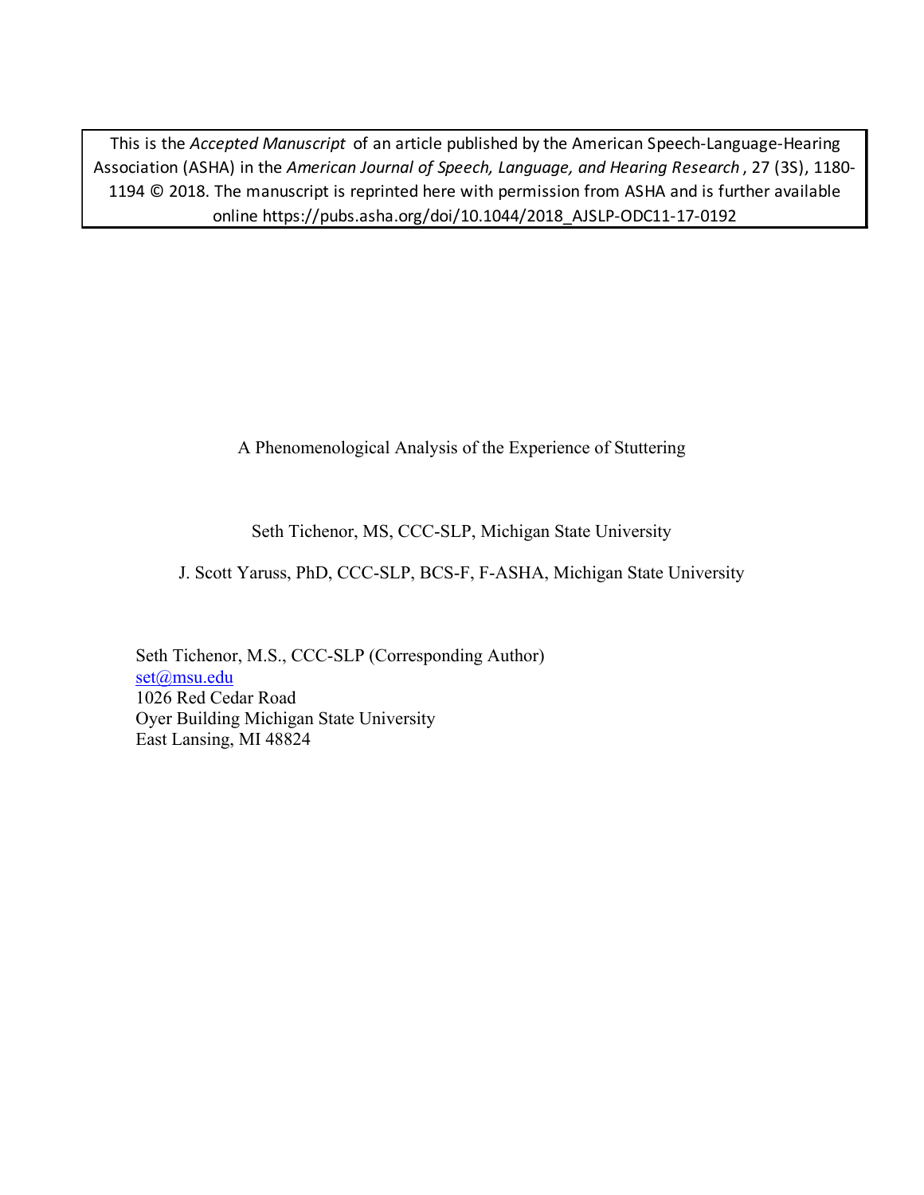This is the *Accepted Manuscript* of an article published by the American Speech-Language-Hearing Association (ASHA) in the *American Journal of Speech, Language, and Hearing Research*, 27 (3S), 1180-1194 © 2018. The manuscript is reprinted here with permission from ASHA and is further available online https://pubs.asha.org/doi/10.1044/2018_AJSLP-ODC11-17-0192

# A Phenomenological Analysis of the Experience of Stuttering

Seth Tichenor, MS, CCC-SLP, Michigan State University

J. Scott Yaruss, PhD, CCC-SLP, BCS-F, F-ASHA, Michigan State University

Seth Tichenor, M.S., CCC-SLP (Corresponding Author)
set@msu.edu
1026 Red Cedar Road
Oyer Building Michigan State University
East Lansing, MI 48824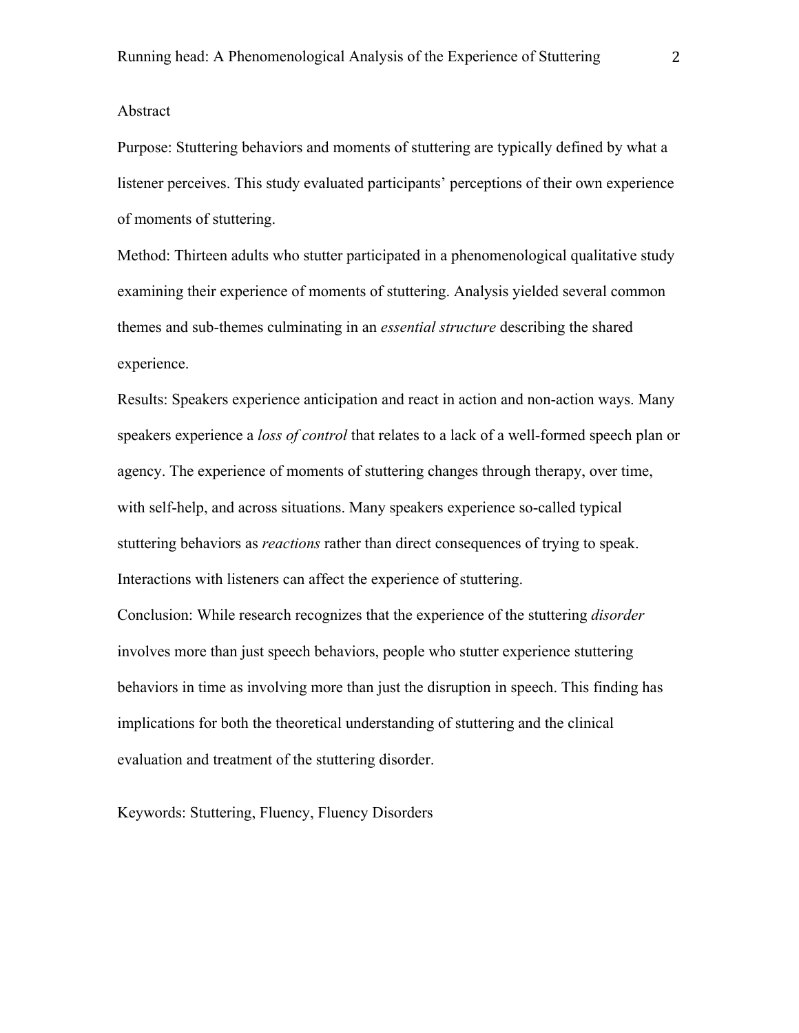## Abstract

Purpose: Stuttering behaviors and moments of stuttering are typically defined by what a listener perceives. This study evaluated participants' perceptions of their own experience of moments of stuttering.

Method: Thirteen adults who stutter participated in a phenomenological qualitative study examining their experience of moments of stuttering. Analysis yielded several common themes and sub-themes culminating in an *essential structure* describing the shared experience.

Results: Speakers experience anticipation and react in action and non-action ways. Many speakers experience a *loss of control* that relates to a lack of a well-formed speech plan or agency. The experience of moments of stuttering changes through therapy, over time, with self-help, and across situations. Many speakers experience so-called typical stuttering behaviors as *reactions* rather than direct consequences of trying to speak. Interactions with listeners can affect the experience of stuttering.

Conclusion: While research recognizes that the experience of the stuttering *disorder* involves more than just speech behaviors, people who stutter experience stuttering behaviors in time as involving more than just the disruption in speech. This finding has implications for both the theoretical understanding of stuttering and the clinical evaluation and treatment of the stuttering disorder.

Keywords: Stuttering, Fluency, Fluency Disorders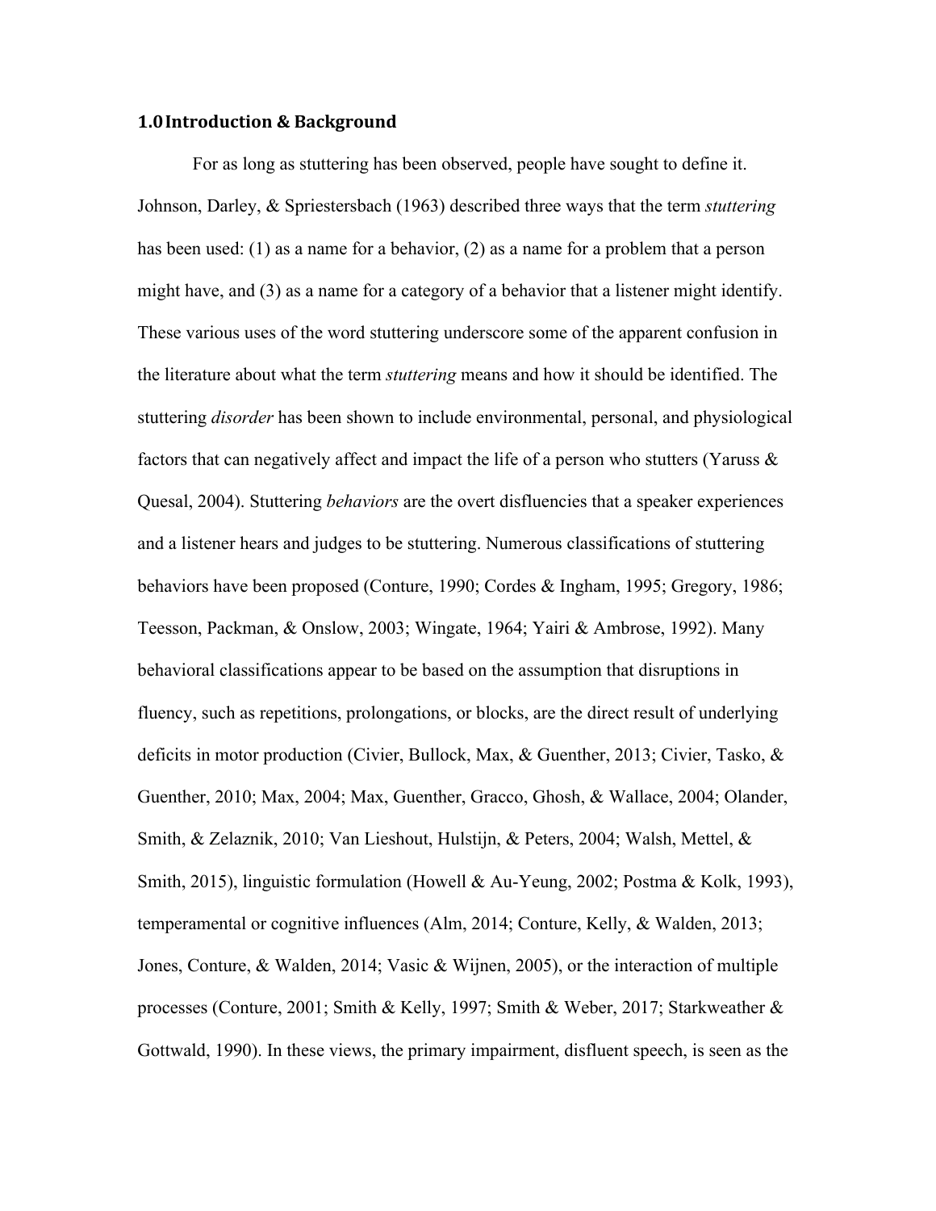## 1.0 Introduction & Background

For as long as stuttering has been observed, people have sought to define it. Johnson, Darley, & Spriestersbach (1963) described three ways that the term *stuttering* has been used: (1) as a name for a behavior, (2) as a name for a problem that a person might have, and (3) as a name for a category of a behavior that a listener might identify. These various uses of the word stuttering underscore some of the apparent confusion in the literature about what the term *stuttering* means and how it should be identified. The stuttering *disorder* has been shown to include environmental, personal, and physiological factors that can negatively affect and impact the life of a person who stutters (Yaruss & Quesal, 2004). Stuttering *behaviors* are the overt disfluencies that a speaker experiences and a listener hears and judges to be stuttering. Numerous classifications of stuttering behaviors have been proposed (Conture, 1990; Cordes & Ingham, 1995; Gregory, 1986; Teesson, Packman, & Onslow, 2003; Wingate, 1964; Yairi & Ambrose, 1992). Many behavioral classifications appear to be based on the assumption that disruptions in fluency, such as repetitions, prolongations, or blocks, are the direct result of underlying deficits in motor production (Civier, Bullock, Max, & Guenther, 2013; Civier, Tasko, & Guenther, 2010; Max, 2004; Max, Guenther, Gracco, Ghosh, & Wallace, 2004; Olander, Smith, & Zelaznik, 2010; Van Lieshout, Hulstijn, & Peters, 2004; Walsh, Mettel, & Smith, 2015), linguistic formulation (Howell & Au-Yeung, 2002; Postma & Kolk, 1993), temperamental or cognitive influences (Alm, 2014; Conture, Kelly, & Walden, 2013; Jones, Conture, & Walden, 2014; Vasic & Wijnen, 2005), or the interaction of multiple processes (Conture, 2001; Smith & Kelly, 1997; Smith & Weber, 2017; Starkweather & Gottwald, 1990). In these views, the primary impairment, disfluent speech, is seen as the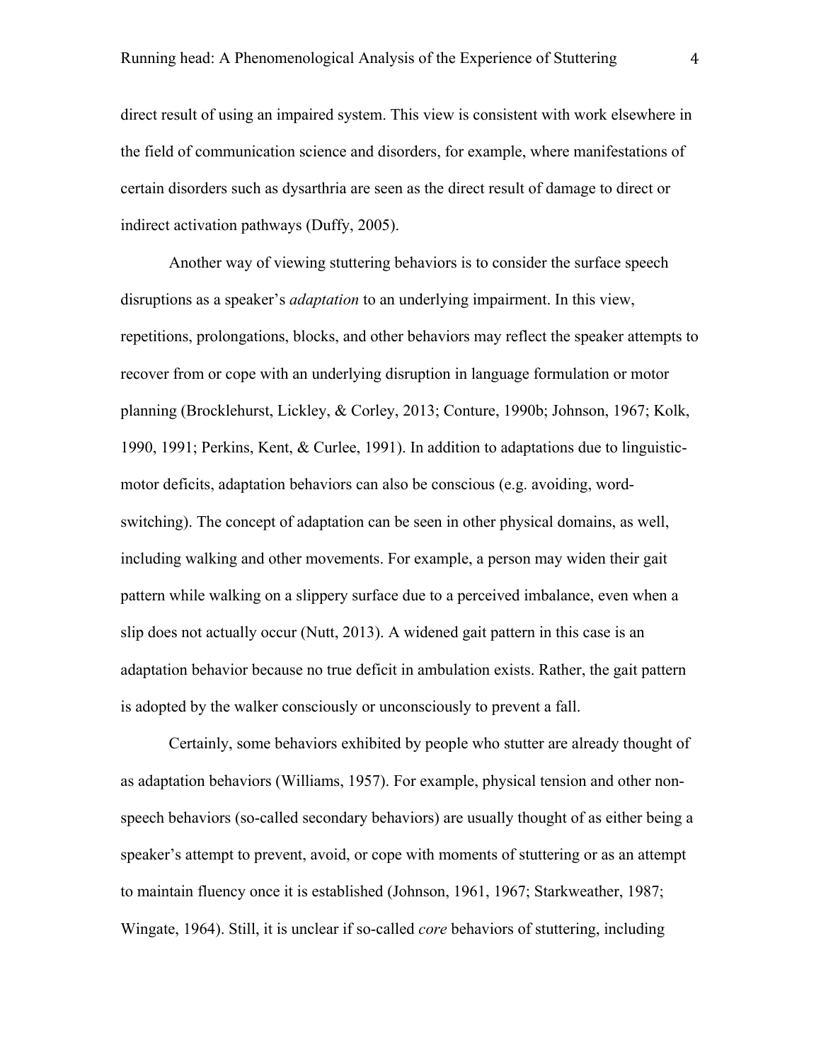direct result of using an impaired system. This view is consistent with work elsewhere in the field of communication science and disorders, for example, where manifestations of certain disorders such as dysarthria are seen as the direct result of damage to direct or indirect activation pathways (Duffy, 2005).

Another way of viewing stuttering behaviors is to consider the surface speech disruptions as a speaker's *adaptation* to an underlying impairment. In this view, repetitions, prolongations, blocks, and other behaviors may reflect the speaker attempts to recover from or cope with an underlying disruption in language formulation or motor planning (Brocklehurst, Lickley, & Corley, 2013; Conture, 1990b; Johnson, 1967; Kolk, 1990, 1991; Perkins, Kent, & Curlee, 1991). In addition to adaptations due to linguistic-motor deficits, adaptation behaviors can also be conscious (e.g. avoiding, word-switching). The concept of adaptation can be seen in other physical domains, as well, including walking and other movements. For example, a person may widen their gait pattern while walking on a slippery surface due to a perceived imbalance, even when a slip does not actually occur (Nutt, 2013). A widened gait pattern in this case is an adaptation behavior because no true deficit in ambulation exists. Rather, the gait pattern is adopted by the walker consciously or unconsciously to prevent a fall.

Certainly, some behaviors exhibited by people who stutter are already thought of as adaptation behaviors (Williams, 1957). For example, physical tension and other non-speech behaviors (so-called secondary behaviors) are usually thought of as either being a speaker's attempt to prevent, avoid, or cope with moments of stuttering or as an attempt to maintain fluency once it is established (Johnson, 1961, 1967; Starkweather, 1987; Wingate, 1964). Still, it is unclear if so-called *core* behaviors of stuttering, including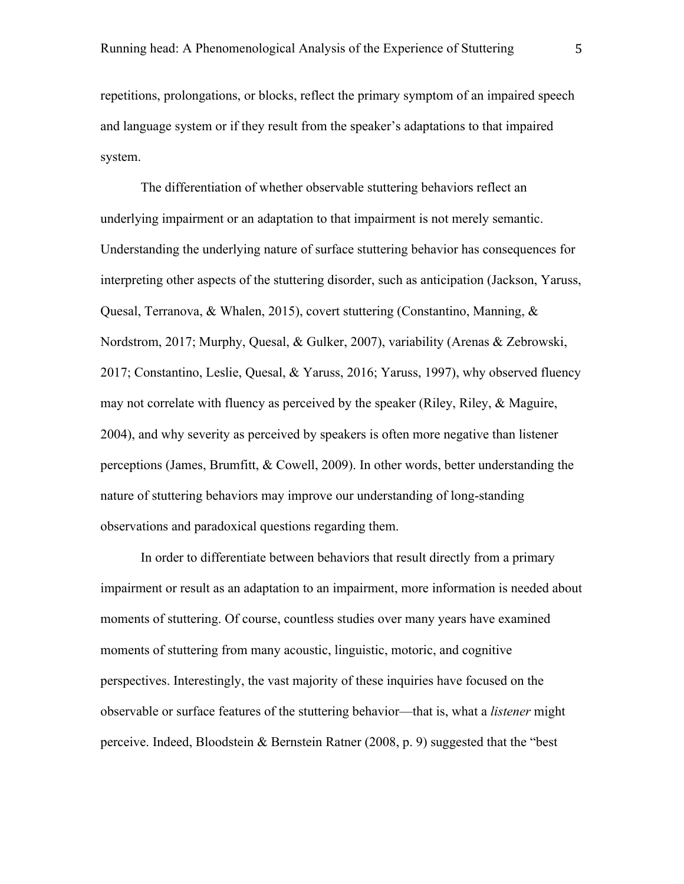repetitions, prolongations, or blocks, reflect the primary symptom of an impaired speech and language system or if they result from the speaker's adaptations to that impaired system.

The differentiation of whether observable stuttering behaviors reflect an underlying impairment or an adaptation to that impairment is not merely semantic. Understanding the underlying nature of surface stuttering behavior has consequences for interpreting other aspects of the stuttering disorder, such as anticipation (Jackson, Yaruss, Quesal, Terranova, & Whalen, 2015), covert stuttering (Constantino, Manning, & Nordstrom, 2017; Murphy, Quesal, & Gulker, 2007), variability (Arenas & Zebrowski, 2017; Constantino, Leslie, Quesal, & Yaruss, 2016; Yaruss, 1997), why observed fluency may not correlate with fluency as perceived by the speaker (Riley, Riley, & Maguire, 2004), and why severity as perceived by speakers is often more negative than listener perceptions (James, Brumfitt, & Cowell, 2009). In other words, better understanding the nature of stuttering behaviors may improve our understanding of long-standing observations and paradoxical questions regarding them.

In order to differentiate between behaviors that result directly from a primary impairment or result as an adaptation to an impairment, more information is needed about moments of stuttering. Of course, countless studies over many years have examined moments of stuttering from many acoustic, linguistic, motoric, and cognitive perspectives. Interestingly, the vast majority of these inquiries have focused on the observable or surface features of the stuttering behavior—that is, what a *listener* might perceive. Indeed, Bloodstein & Bernstein Ratner (2008, p. 9) suggested that the "best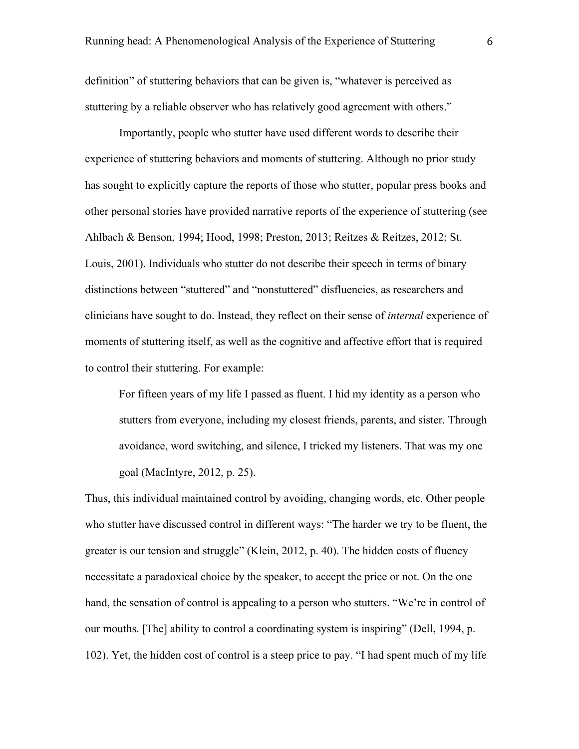definition" of stuttering behaviors that can be given is, "whatever is perceived as stuttering by a reliable observer who has relatively good agreement with others."

Importantly, people who stutter have used different words to describe their experience of stuttering behaviors and moments of stuttering. Although no prior study has sought to explicitly capture the reports of those who stutter, popular press books and other personal stories have provided narrative reports of the experience of stuttering (see Ahlbach & Benson, 1994; Hood, 1998; Preston, 2013; Reitzes & Reitzes, 2012; St. Louis, 2001). Individuals who stutter do not describe their speech in terms of binary distinctions between "stuttered" and "nonstuttered" disfluencies, as researchers and clinicians have sought to do. Instead, they reflect on their sense of *internal* experience of moments of stuttering itself, as well as the cognitive and affective effort that is required to control their stuttering. For example:

> For fifteen years of my life I passed as fluent. I hid my identity as a person who stutters from everyone, including my closest friends, parents, and sister. Through avoidance, word switching, and silence, I tricked my listeners. That was my one goal (MacIntyre, 2012, p. 25).

Thus, this individual maintained control by avoiding, changing words, etc. Other people who stutter have discussed control in different ways: "The harder we try to be fluent, the greater is our tension and struggle" (Klein, 2012, p. 40). The hidden costs of fluency necessitate a paradoxical choice by the speaker, to accept the price or not. On the one hand, the sensation of control is appealing to a person who stutters. "We're in control of our mouths. [The] ability to control a coordinating system is inspiring" (Dell, 1994, p. 102). Yet, the hidden cost of control is a steep price to pay. "I had spent much of my life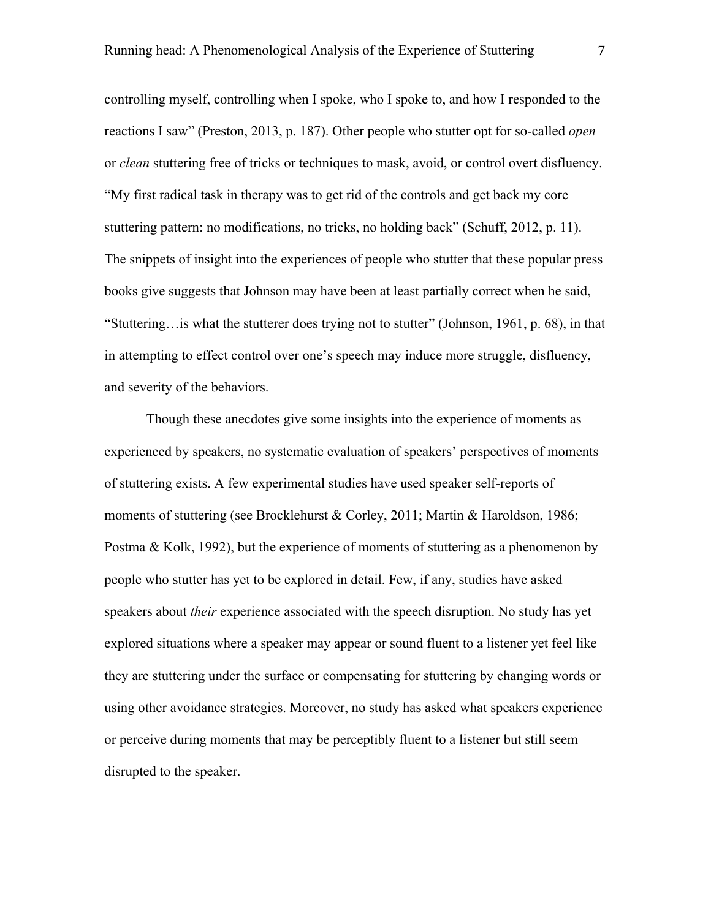controlling myself, controlling when I spoke, who I spoke to, and how I responded to the reactions I saw" (Preston, 2013, p. 187). Other people who stutter opt for so-called *open* or *clean* stuttering free of tricks or techniques to mask, avoid, or control overt disfluency. "My first radical task in therapy was to get rid of the controls and get back my core stuttering pattern: no modifications, no tricks, no holding back" (Schuff, 2012, p. 11). The snippets of insight into the experiences of people who stutter that these popular press books give suggests that Johnson may have been at least partially correct when he said, "Stuttering…is what the stutterer does trying not to stutter" (Johnson, 1961, p. 68), in that in attempting to effect control over one's speech may induce more struggle, disfluency, and severity of the behaviors.

Though these anecdotes give some insights into the experience of moments as experienced by speakers, no systematic evaluation of speakers' perspectives of moments of stuttering exists. A few experimental studies have used speaker self-reports of moments of stuttering (see Brocklehurst & Corley, 2011; Martin & Haroldson, 1986; Postma & Kolk, 1992), but the experience of moments of stuttering as a phenomenon by people who stutter has yet to be explored in detail. Few, if any, studies have asked speakers about *their* experience associated with the speech disruption. No study has yet explored situations where a speaker may appear or sound fluent to a listener yet feel like they are stuttering under the surface or compensating for stuttering by changing words or using other avoidance strategies. Moreover, no study has asked what speakers experience or perceive during moments that may be perceptibly fluent to a listener but still seem disrupted to the speaker.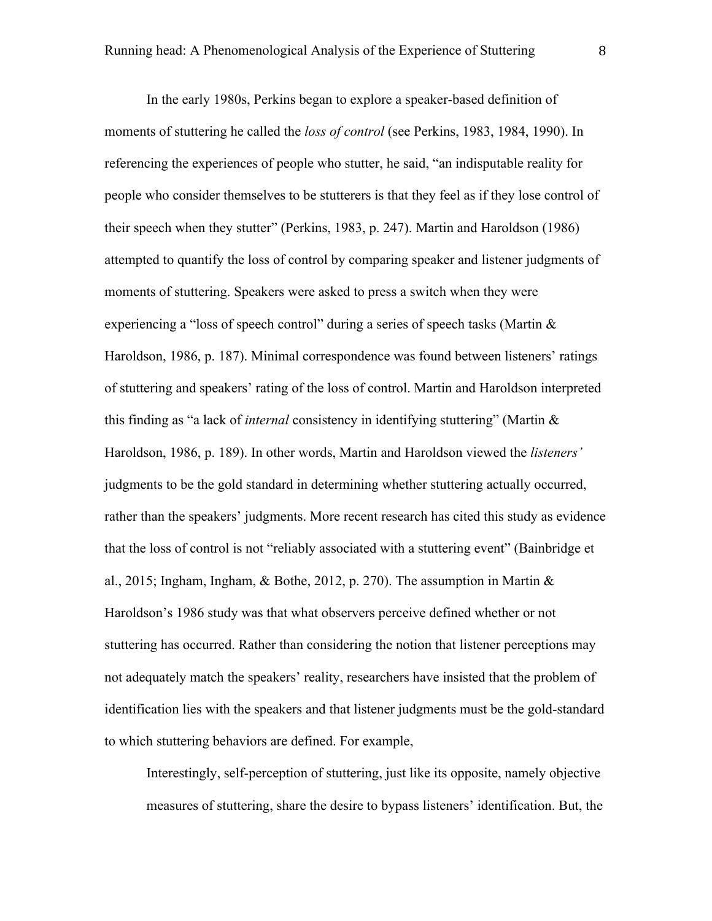In the early 1980s, Perkins began to explore a speaker-based definition of moments of stuttering he called the *loss of control* (see Perkins, 1983, 1984, 1990). In referencing the experiences of people who stutter, he said, "an indisputable reality for people who consider themselves to be stutterers is that they feel as if they lose control of their speech when they stutter" (Perkins, 1983, p. 247). Martin and Haroldson (1986) attempted to quantify the loss of control by comparing speaker and listener judgments of moments of stuttering. Speakers were asked to press a switch when they were experiencing a "loss of speech control" during a series of speech tasks (Martin & Haroldson, 1986, p. 187). Minimal correspondence was found between listeners' ratings of stuttering and speakers' rating of the loss of control. Martin and Haroldson interpreted this finding as "a lack of *internal* consistency in identifying stuttering" (Martin & Haroldson, 1986, p. 189). In other words, Martin and Haroldson viewed the *listeners'* judgments to be the gold standard in determining whether stuttering actually occurred, rather than the speakers' judgments. More recent research has cited this study as evidence that the loss of control is not "reliably associated with a stuttering event" (Bainbridge et al., 2015; Ingham, Ingham, & Bothe, 2012, p. 270). The assumption in Martin & Haroldson's 1986 study was that what observers perceive defined whether or not stuttering has occurred. Rather than considering the notion that listener perceptions may not adequately match the speakers' reality, researchers have insisted that the problem of identification lies with the speakers and that listener judgments must be the gold-standard to which stuttering behaviors are defined. For example,

> Interestingly, self-perception of stuttering, just like its opposite, namely objective measures of stuttering, share the desire to bypass listeners' identification. But, the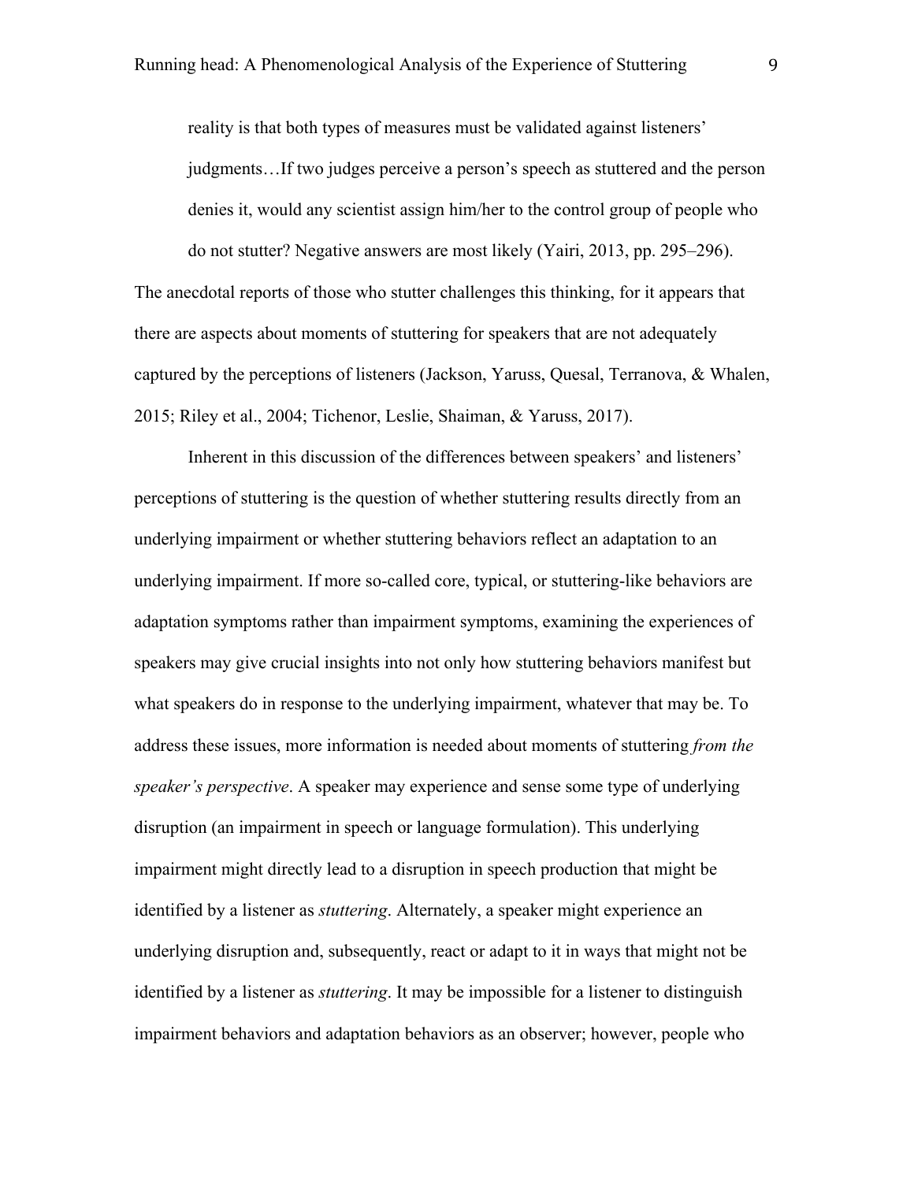> reality is that both types of measures must be validated against listeners' judgments…If two judges perceive a person's speech as stuttered and the person denies it, would any scientist assign him/her to the control group of people who do not stutter? Negative answers are most likely (Yairi, 2013, pp. 295–296).

The anecdotal reports of those who stutter challenges this thinking, for it appears that there are aspects about moments of stuttering for speakers that are not adequately captured by the perceptions of listeners (Jackson, Yaruss, Quesal, Terranova, & Whalen, 2015; Riley et al., 2004; Tichenor, Leslie, Shaiman, & Yaruss, 2017).

Inherent in this discussion of the differences between speakers' and listeners' perceptions of stuttering is the question of whether stuttering results directly from an underlying impairment or whether stuttering behaviors reflect an adaptation to an underlying impairment. If more so-called core, typical, or stuttering-like behaviors are adaptation symptoms rather than impairment symptoms, examining the experiences of speakers may give crucial insights into not only how stuttering behaviors manifest but what speakers do in response to the underlying impairment, whatever that may be. To address these issues, more information is needed about moments of stuttering *from the speaker's perspective*. A speaker may experience and sense some type of underlying disruption (an impairment in speech or language formulation). This underlying impairment might directly lead to a disruption in speech production that might be identified by a listener as *stuttering*. Alternately, a speaker might experience an underlying disruption and, subsequently, react or adapt to it in ways that might not be identified by a listener as *stuttering*. It may be impossible for a listener to distinguish impairment behaviors and adaptation behaviors as an observer; however, people who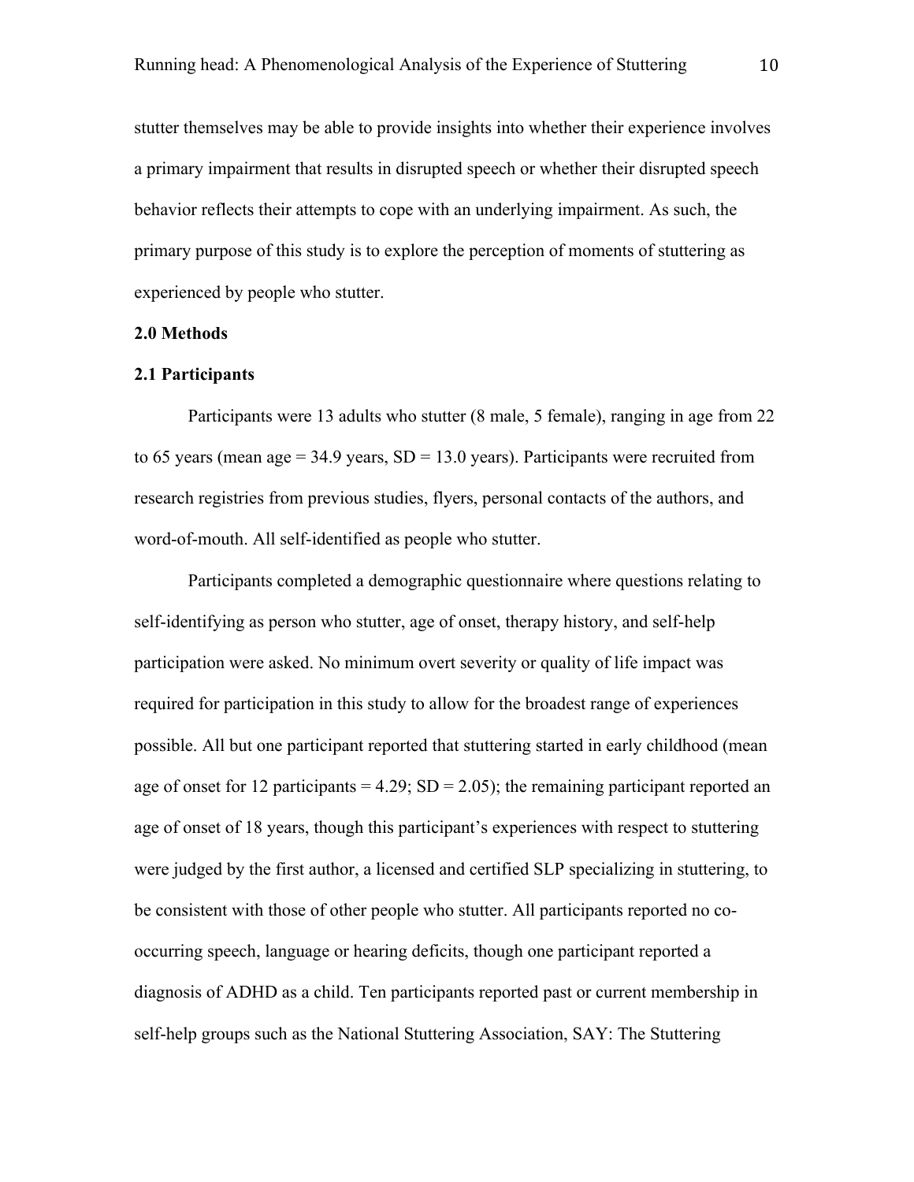stutter themselves may be able to provide insights into whether their experience involves a primary impairment that results in disrupted speech or whether their disrupted speech behavior reflects their attempts to cope with an underlying impairment. As such, the primary purpose of this study is to explore the perception of moments of stuttering as experienced by people who stutter.

## 2.0 Methods

### 2.1 Participants

Participants were 13 adults who stutter (8 male, 5 female), ranging in age from 22 to 65 years (mean age = 34.9 years, SD = 13.0 years). Participants were recruited from research registries from previous studies, flyers, personal contacts of the authors, and word-of-mouth. All self-identified as people who stutter.

Participants completed a demographic questionnaire where questions relating to self-identifying as person who stutter, age of onset, therapy history, and self-help participation were asked. No minimum overt severity or quality of life impact was required for participation in this study to allow for the broadest range of experiences possible. All but one participant reported that stuttering started in early childhood (mean age of onset for 12 participants = 4.29; SD = 2.05); the remaining participant reported an age of onset of 18 years, though this participant's experiences with respect to stuttering were judged by the first author, a licensed and certified SLP specializing in stuttering, to be consistent with those of other people who stutter. All participants reported no co-occurring speech, language or hearing deficits, though one participant reported a diagnosis of ADHD as a child. Ten participants reported past or current membership in self-help groups such as the National Stuttering Association, SAY: The Stuttering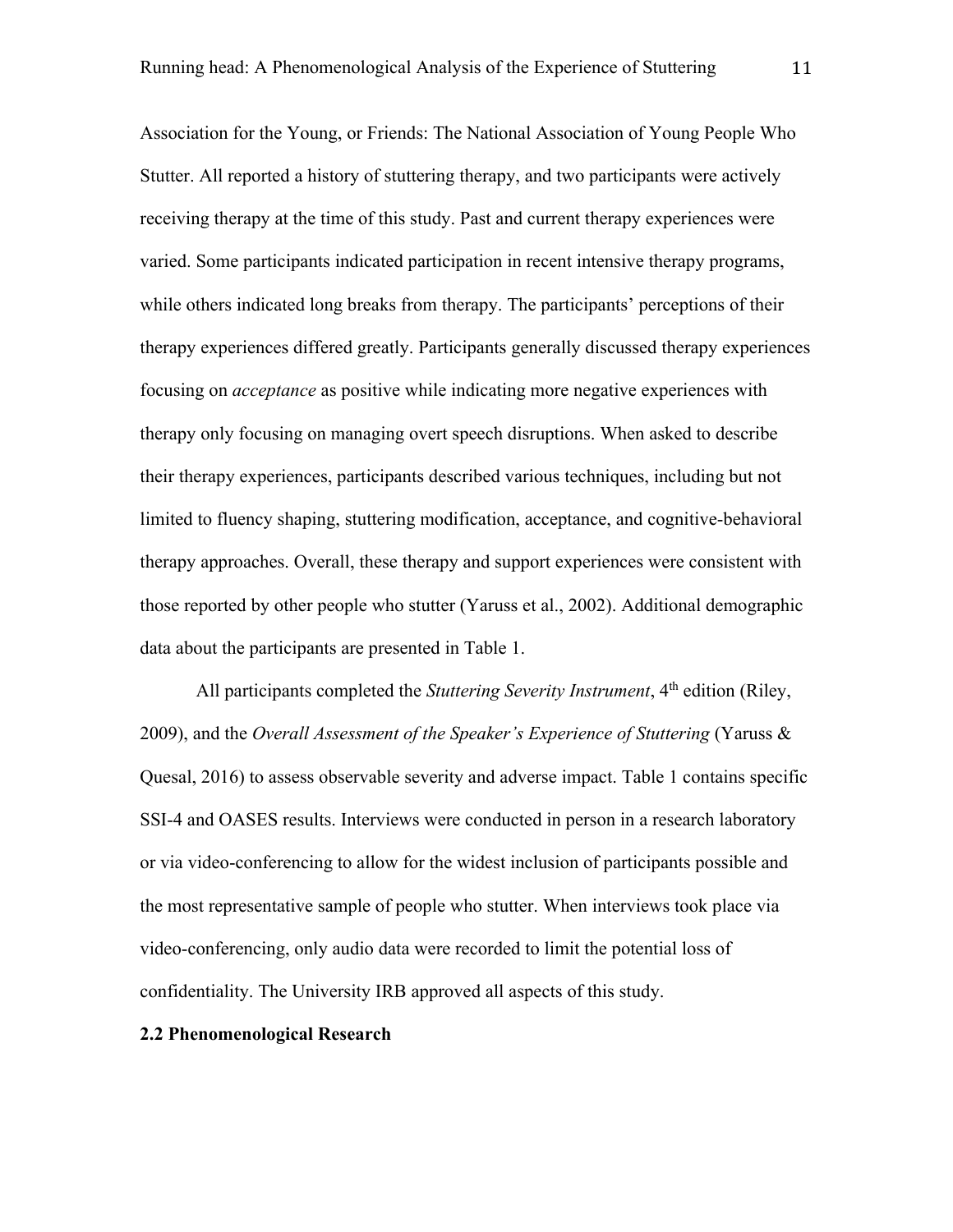Association for the Young, or Friends: The National Association of Young People Who Stutter. All reported a history of stuttering therapy, and two participants were actively receiving therapy at the time of this study. Past and current therapy experiences were varied. Some participants indicated participation in recent intensive therapy programs, while others indicated long breaks from therapy. The participants' perceptions of their therapy experiences differed greatly. Participants generally discussed therapy experiences focusing on *acceptance* as positive while indicating more negative experiences with therapy only focusing on managing overt speech disruptions. When asked to describe their therapy experiences, participants described various techniques, including but not limited to fluency shaping, stuttering modification, acceptance, and cognitive-behavioral therapy approaches. Overall, these therapy and support experiences were consistent with those reported by other people who stutter (Yaruss et al., 2002). Additional demographic data about the participants are presented in Table 1.

All participants completed the *Stuttering Severity Instrument*, 4th edition (Riley, 2009), and the *Overall Assessment of the Speaker's Experience of Stuttering* (Yaruss & Quesal, 2016) to assess observable severity and adverse impact. Table 1 contains specific SSI-4 and OASES results. Interviews were conducted in person in a research laboratory or via video-conferencing to allow for the widest inclusion of participants possible and the most representative sample of people who stutter. When interviews took place via video-conferencing, only audio data were recorded to limit the potential loss of confidentiality. The University IRB approved all aspects of this study.

**2.2 Phenomenological Research**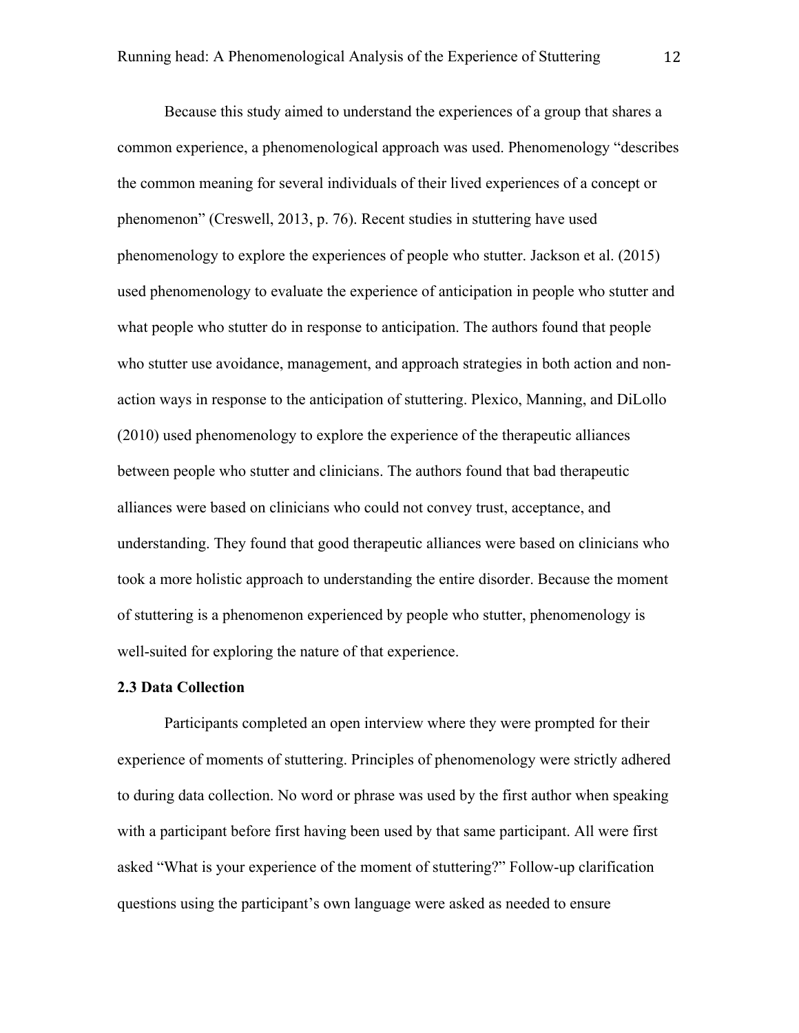Because this study aimed to understand the experiences of a group that shares a common experience, a phenomenological approach was used. Phenomenology "describes the common meaning for several individuals of their lived experiences of a concept or phenomenon" (Creswell, 2013, p. 76). Recent studies in stuttering have used phenomenology to explore the experiences of people who stutter. Jackson et al. (2015) used phenomenology to evaluate the experience of anticipation in people who stutter and what people who stutter do in response to anticipation. The authors found that people who stutter use avoidance, management, and approach strategies in both action and non-action ways in response to the anticipation of stuttering. Plexico, Manning, and DiLollo (2010) used phenomenology to explore the experience of the therapeutic alliances between people who stutter and clinicians. The authors found that bad therapeutic alliances were based on clinicians who could not convey trust, acceptance, and understanding. They found that good therapeutic alliances were based on clinicians who took a more holistic approach to understanding the entire disorder. Because the moment of stuttering is a phenomenon experienced by people who stutter, phenomenology is well-suited for exploring the nature of that experience.

**2.3 Data Collection**

Participants completed an open interview where they were prompted for their experience of moments of stuttering. Principles of phenomenology were strictly adhered to during data collection. No word or phrase was used by the first author when speaking with a participant before first having been used by that same participant. All were first asked "What is your experience of the moment of stuttering?" Follow-up clarification questions using the participant's own language were asked as needed to ensure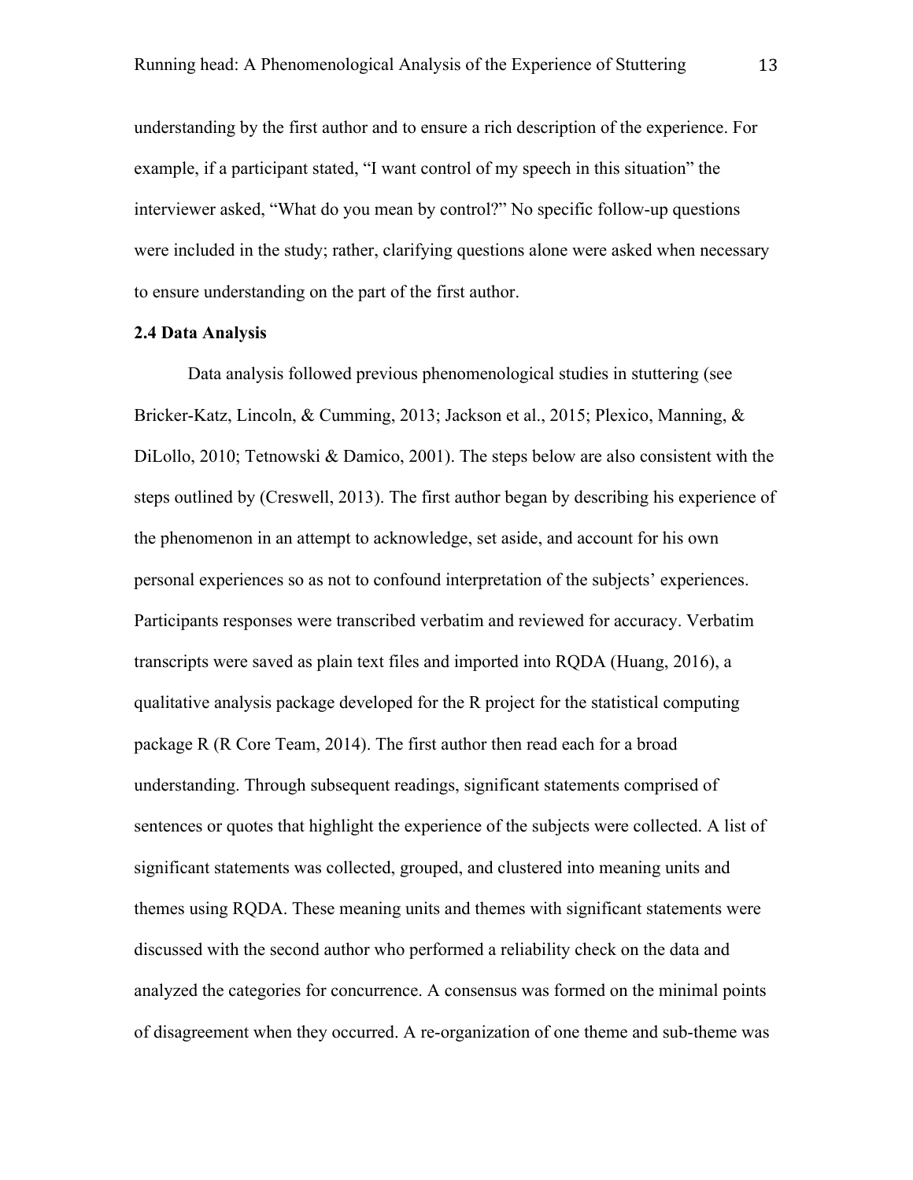understanding by the first author and to ensure a rich description of the experience. For example, if a participant stated, "I want control of my speech in this situation" the interviewer asked, "What do you mean by control?" No specific follow-up questions were included in the study; rather, clarifying questions alone were asked when necessary to ensure understanding on the part of the first author.

**2.4 Data Analysis**

Data analysis followed previous phenomenological studies in stuttering (see Bricker-Katz, Lincoln, & Cumming, 2013; Jackson et al., 2015; Plexico, Manning, & DiLollo, 2010; Tetnowski & Damico, 2001). The steps below are also consistent with the steps outlined by (Creswell, 2013). The first author began by describing his experience of the phenomenon in an attempt to acknowledge, set aside, and account for his own personal experiences so as not to confound interpretation of the subjects' experiences. Participants responses were transcribed verbatim and reviewed for accuracy. Verbatim transcripts were saved as plain text files and imported into RQDA (Huang, 2016), a qualitative analysis package developed for the R project for the statistical computing package R (R Core Team, 2014). The first author then read each for a broad understanding. Through subsequent readings, significant statements comprised of sentences or quotes that highlight the experience of the subjects were collected. A list of significant statements was collected, grouped, and clustered into meaning units and themes using RQDA. These meaning units and themes with significant statements were discussed with the second author who performed a reliability check on the data and analyzed the categories for concurrence. A consensus was formed on the minimal points of disagreement when they occurred. A re-organization of one theme and sub-theme was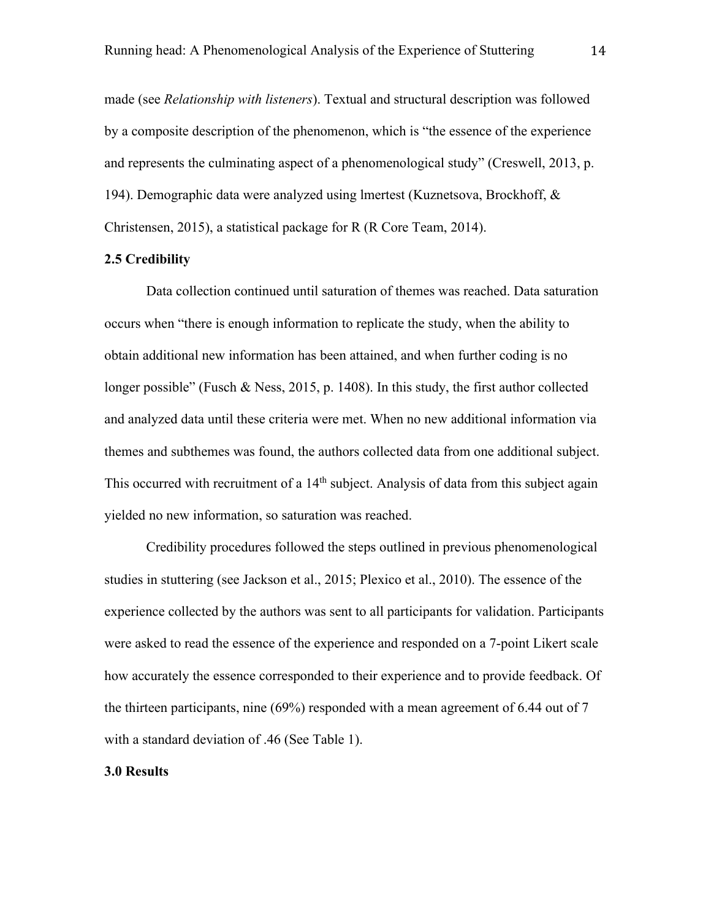made (see *Relationship with listeners*). Textual and structural description was followed by a composite description of the phenomenon, which is "the essence of the experience and represents the culminating aspect of a phenomenological study" (Creswell, 2013, p. 194). Demographic data were analyzed using lmertest (Kuznetsova, Brockhoff, & Christensen, 2015), a statistical package for R (R Core Team, 2014).

## 2.5 Credibility

Data collection continued until saturation of themes was reached. Data saturation occurs when "there is enough information to replicate the study, when the ability to obtain additional new information has been attained, and when further coding is no longer possible" (Fusch & Ness, 2015, p. 1408). In this study, the first author collected and analyzed data until these criteria were met. When no new additional information via themes and subthemes was found, the authors collected data from one additional subject. This occurred with recruitment of a 14th subject. Analysis of data from this subject again yielded no new information, so saturation was reached.

Credibility procedures followed the steps outlined in previous phenomenological studies in stuttering (see Jackson et al., 2015; Plexico et al., 2010). The essence of the experience collected by the authors was sent to all participants for validation. Participants were asked to read the essence of the experience and responded on a 7-point Likert scale how accurately the essence corresponded to their experience and to provide feedback. Of the thirteen participants, nine (69%) responded with a mean agreement of 6.44 out of 7 with a standard deviation of .46 (See Table 1).

## 3.0 Results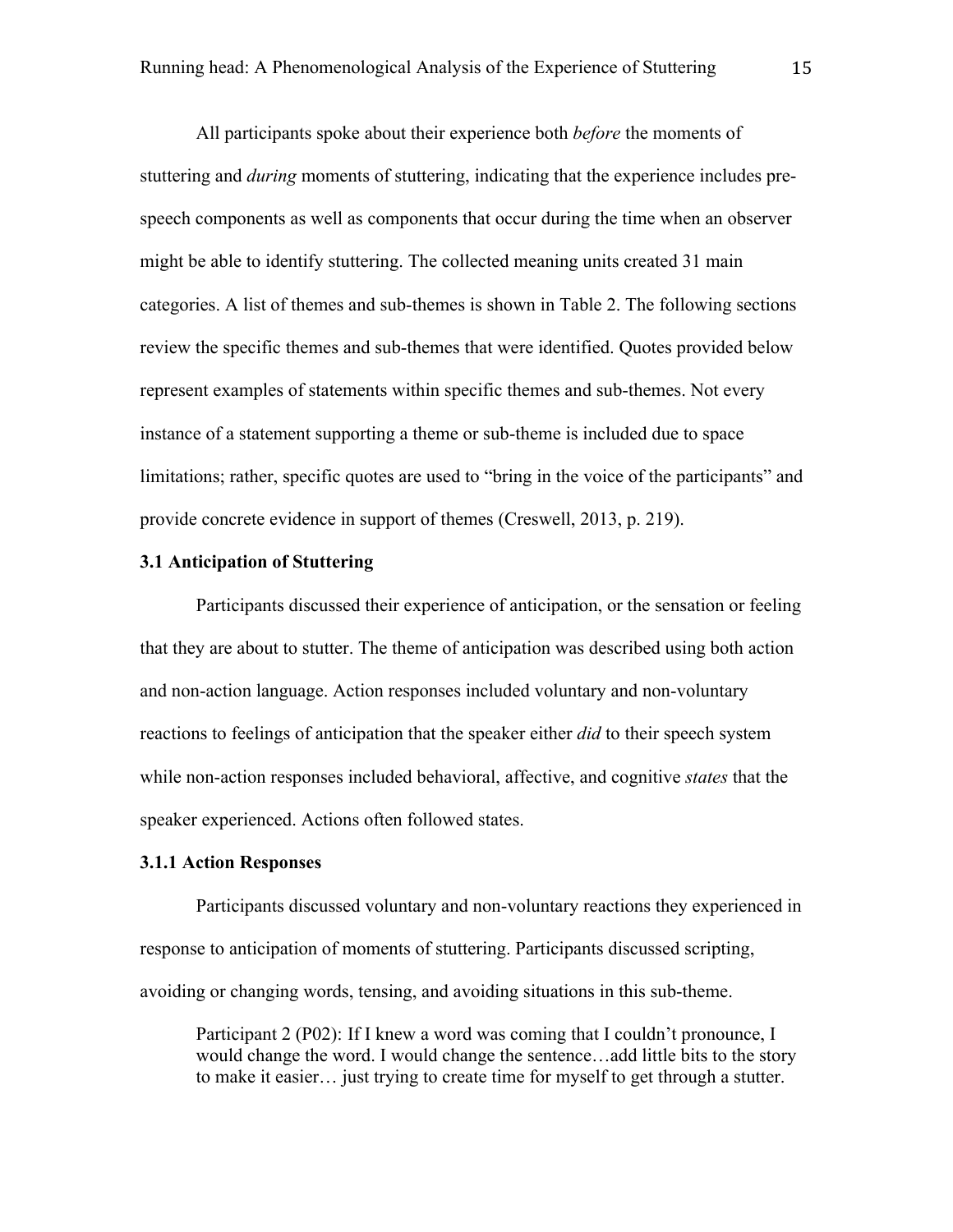All participants spoke about their experience both *before* the moments of stuttering and *during* moments of stuttering, indicating that the experience includes pre-speech components as well as components that occur during the time when an observer might be able to identify stuttering. The collected meaning units created 31 main categories. A list of themes and sub-themes is shown in Table 2. The following sections review the specific themes and sub-themes that were identified. Quotes provided below represent examples of statements within specific themes and sub-themes. Not every instance of a statement supporting a theme or sub-theme is included due to space limitations; rather, specific quotes are used to "bring in the voice of the participants" and provide concrete evidence in support of themes (Creswell, 2013, p. 219).

### 3.1 Anticipation of Stuttering

Participants discussed their experience of anticipation, or the sensation or feeling that they are about to stutter. The theme of anticipation was described using both action and non-action language. Action responses included voluntary and non-voluntary reactions to feelings of anticipation that the speaker either *did* to their speech system while non-action responses included behavioral, affective, and cognitive *states* that the speaker experienced. Actions often followed states.

#### 3.1.1 Action Responses

Participants discussed voluntary and non-voluntary reactions they experienced in response to anticipation of moments of stuttering. Participants discussed scripting, avoiding or changing words, tensing, and avoiding situations in this sub-theme.

> Participant 2 (P02): If I knew a word was coming that I couldn't pronounce, I would change the word. I would change the sentence…add little bits to the story to make it easier… just trying to create time for myself to get through a stutter.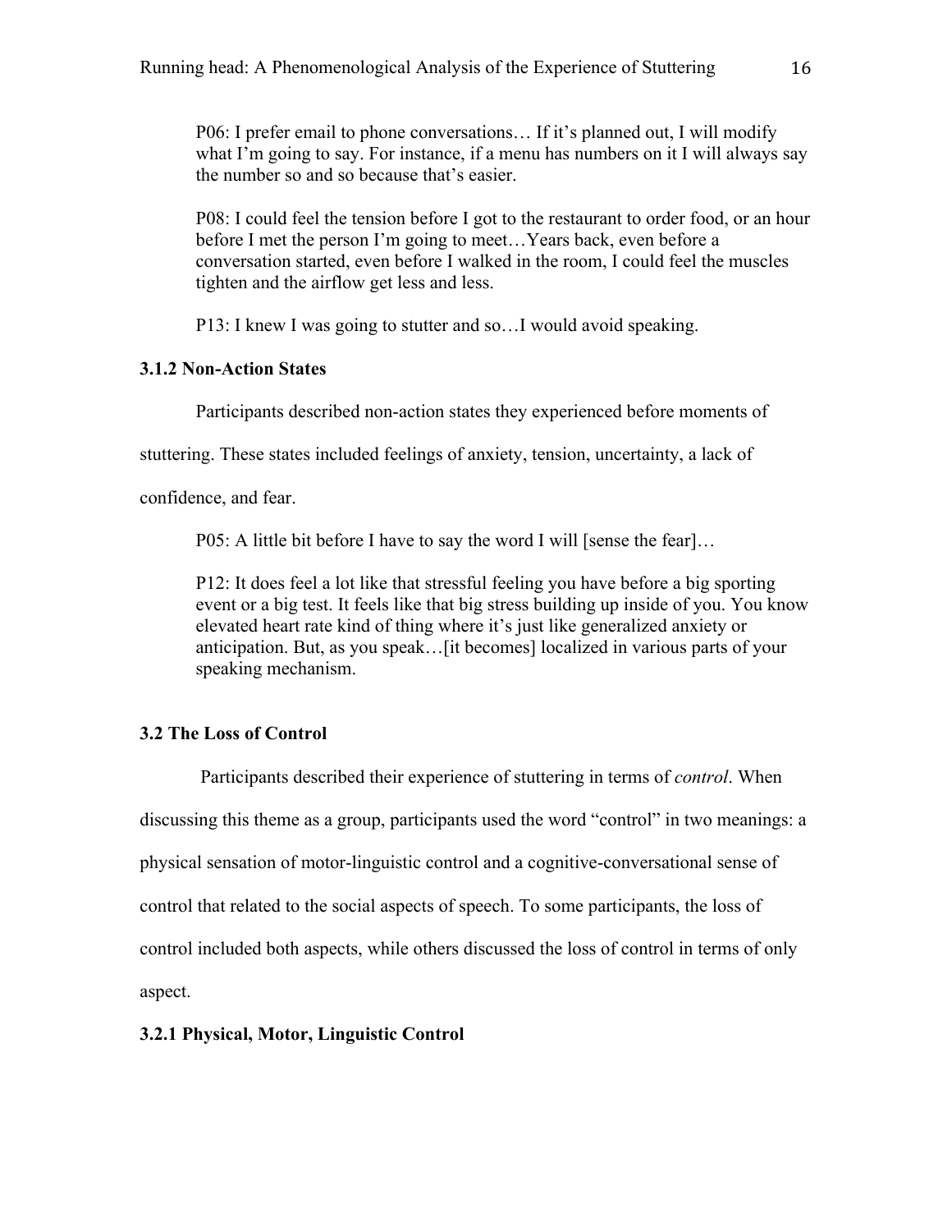P06: I prefer email to phone conversations… If it's planned out, I will modify what I'm going to say. For instance, if a menu has numbers on it I will always say the number so and so because that's easier.

P08: I could feel the tension before I got to the restaurant to order food, or an hour before I met the person I'm going to meet…Years back, even before a conversation started, even before I walked in the room, I could feel the muscles tighten and the airflow get less and less.

P13: I knew I was going to stutter and so…I would avoid speaking.

### 3.1.2 Non-Action States

Participants described non-action states they experienced before moments of stuttering. These states included feelings of anxiety, tension, uncertainty, a lack of confidence, and fear.

P05: A little bit before I have to say the word I will [sense the fear]…

P12: It does feel a lot like that stressful feeling you have before a big sporting event or a big test. It feels like that big stress building up inside of you. You know elevated heart rate kind of thing where it's just like generalized anxiety or anticipation. But, as you speak…[it becomes] localized in various parts of your speaking mechanism.

## 3.2 The Loss of Control

Participants described their experience of stuttering in terms of *control*. When discussing this theme as a group, participants used the word "control" in two meanings: a physical sensation of motor-linguistic control and a cognitive-conversational sense of control that related to the social aspects of speech. To some participants, the loss of control included both aspects, while others discussed the loss of control in terms of only aspect.

### 3.2.1 Physical, Motor, Linguistic Control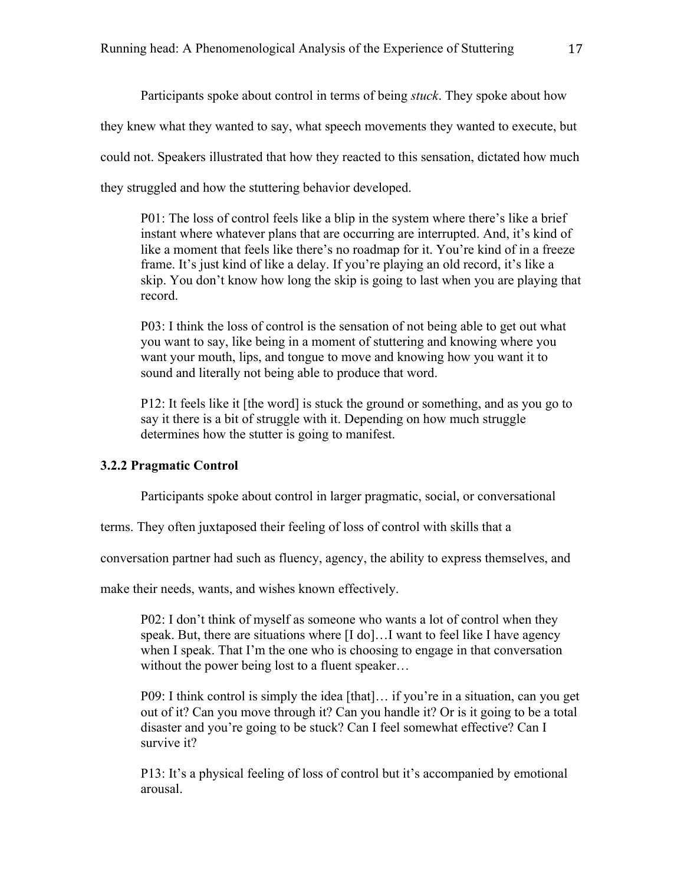Participants spoke about control in terms of being *stuck*. They spoke about how they knew what they wanted to say, what speech movements they wanted to execute, but could not. Speakers illustrated that how they reacted to this sensation, dictated how much they struggled and how the stuttering behavior developed.

> P01: The loss of control feels like a blip in the system where there's like a brief instant where whatever plans that are occurring are interrupted. And, it's kind of like a moment that feels like there's no roadmap for it. You're kind of in a freeze frame. It's just kind of like a delay. If you're playing an old record, it's like a skip. You don't know how long the skip is going to last when you are playing that record.

> P03: I think the loss of control is the sensation of not being able to get out what you want to say, like being in a moment of stuttering and knowing where you want your mouth, lips, and tongue to move and knowing how you want it to sound and literally not being able to produce that word.

> P12: It feels like it [the word] is stuck the ground or something, and as you go to say it there is a bit of struggle with it. Depending on how much struggle determines how the stutter is going to manifest.

### 3.2.2 Pragmatic Control

Participants spoke about control in larger pragmatic, social, or conversational terms. They often juxtaposed their feeling of loss of control with skills that a conversation partner had such as fluency, agency, the ability to express themselves, and make their needs, wants, and wishes known effectively.

> P02: I don't think of myself as someone who wants a lot of control when they speak. But, there are situations where [I do]…I want to feel like I have agency when I speak. That I'm the one who is choosing to engage in that conversation without the power being lost to a fluent speaker…

> P09: I think control is simply the idea [that]… if you're in a situation, can you get out of it? Can you move through it? Can you handle it? Or is it going to be a total disaster and you're going to be stuck? Can I feel somewhat effective? Can I survive it?

> P13: It's a physical feeling of loss of control but it's accompanied by emotional arousal.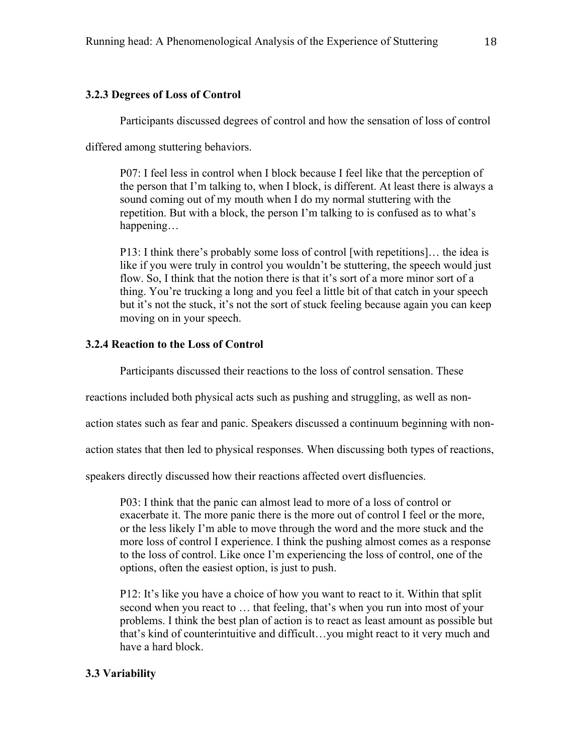### 3.2.3 Degrees of Loss of Control

Participants discussed degrees of control and how the sensation of loss of control differed among stuttering behaviors.

> P07: I feel less in control when I block because I feel like that the perception of the person that I'm talking to, when I block, is different. At least there is always a sound coming out of my mouth when I do my normal stuttering with the repetition. But with a block, the person I'm talking to is confused as to what's happening…

> P13: I think there's probably some loss of control [with repetitions]… the idea is like if you were truly in control you wouldn't be stuttering, the speech would just flow. So, I think that the notion there is that it's sort of a more minor sort of a thing. You're trucking a long and you feel a little bit of that catch in your speech but it's not the stuck, it's not the sort of stuck feeling because again you can keep moving on in your speech.

### 3.2.4 Reaction to the Loss of Control

Participants discussed their reactions to the loss of control sensation. These reactions included both physical acts such as pushing and struggling, as well as non-action states such as fear and panic. Speakers discussed a continuum beginning with non-action states that then led to physical responses. When discussing both types of reactions, speakers directly discussed how their reactions affected overt disfluencies.

> P03: I think that the panic can almost lead to more of a loss of control or exacerbate it. The more panic there is the more out of control I feel or the more, or the less likely I'm able to move through the word and the more stuck and the more loss of control I experience. I think the pushing almost comes as a response to the loss of control. Like once I'm experiencing the loss of control, one of the options, often the easiest option, is just to push.

> P12: It's like you have a choice of how you want to react to it. Within that split second when you react to … that feeling, that's when you run into most of your problems. I think the best plan of action is to react as least amount as possible but that's kind of counterintuitive and difficult…you might react to it very much and have a hard block.

## 3.3 Variability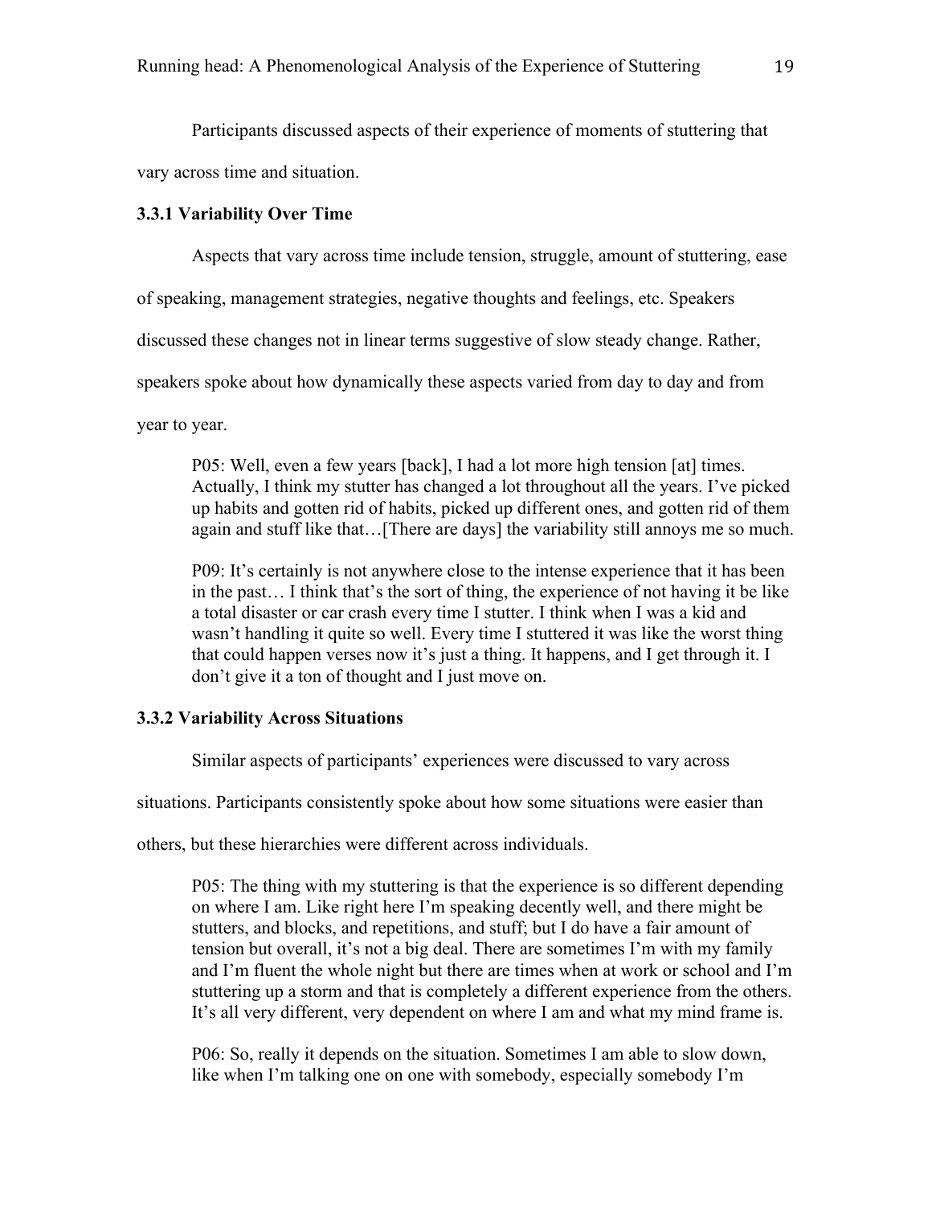Participants discussed aspects of their experience of moments of stuttering that vary across time and situation.

### 3.3.1 Variability Over Time

Aspects that vary across time include tension, struggle, amount of stuttering, ease of speaking, management strategies, negative thoughts and feelings, etc. Speakers discussed these changes not in linear terms suggestive of slow steady change. Rather, speakers spoke about how dynamically these aspects varied from day to day and from year to year.

> P05: Well, even a few years [back], I had a lot more high tension [at] times. Actually, I think my stutter has changed a lot throughout all the years. I've picked up habits and gotten rid of habits, picked up different ones, and gotten rid of them again and stuff like that…[There are days] the variability still annoys me so much.

> P09: It's certainly is not anywhere close to the intense experience that it has been in the past… I think that's the sort of thing, the experience of not having it be like a total disaster or car crash every time I stutter. I think when I was a kid and wasn't handling it quite so well. Every time I stuttered it was like the worst thing that could happen verses now it's just a thing. It happens, and I get through it. I don't give it a ton of thought and I just move on.

### 3.3.2 Variability Across Situations

Similar aspects of participants' experiences were discussed to vary across situations. Participants consistently spoke about how some situations were easier than others, but these hierarchies were different across individuals.

> P05: The thing with my stuttering is that the experience is so different depending on where I am. Like right here I'm speaking decently well, and there might be stutters, and blocks, and repetitions, and stuff; but I do have a fair amount of tension but overall, it's not a big deal. There are sometimes I'm with my family and I'm fluent the whole night but there are times when at work or school and I'm stuttering up a storm and that is completely a different experience from the others. It's all very different, very dependent on where I am and what my mind frame is.

> P06: So, really it depends on the situation. Sometimes I am able to slow down, like when I'm talking one on one with somebody, especially somebody I'm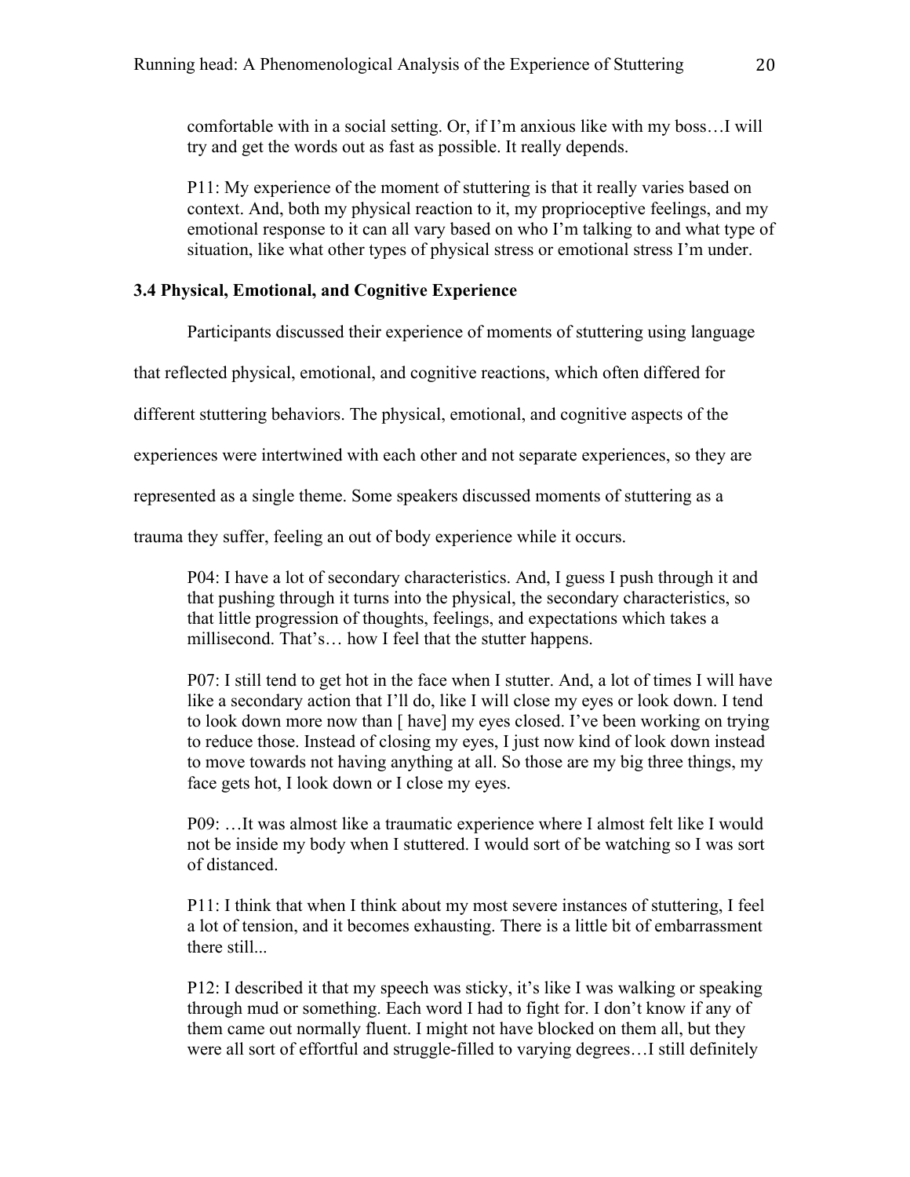> comfortable with in a social setting. Or, if I'm anxious like with my boss…I will try and get the words out as fast as possible. It really depends.

> P11: My experience of the moment of stuttering is that it really varies based on context. And, both my physical reaction to it, my proprioceptive feelings, and my emotional response to it can all vary based on who I'm talking to and what type of situation, like what other types of physical stress or emotional stress I'm under.

### 3.4 Physical, Emotional, and Cognitive Experience

Participants discussed their experience of moments of stuttering using language that reflected physical, emotional, and cognitive reactions, which often differed for different stuttering behaviors. The physical, emotional, and cognitive aspects of the experiences were intertwined with each other and not separate experiences, so they are represented as a single theme. Some speakers discussed moments of stuttering as a trauma they suffer, feeling an out of body experience while it occurs.

> P04: I have a lot of secondary characteristics. And, I guess I push through it and that pushing through it turns into the physical, the secondary characteristics, so that little progression of thoughts, feelings, and expectations which takes a millisecond. That's… how I feel that the stutter happens.

> P07: I still tend to get hot in the face when I stutter. And, a lot of times I will have like a secondary action that I'll do, like I will close my eyes or look down. I tend to look down more now than [ have] my eyes closed. I've been working on trying to reduce those. Instead of closing my eyes, I just now kind of look down instead to move towards not having anything at all. So those are my big three things, my face gets hot, I look down or I close my eyes.

> P09: …It was almost like a traumatic experience where I almost felt like I would not be inside my body when I stuttered. I would sort of be watching so I was sort of distanced.

> P11: I think that when I think about my most severe instances of stuttering, I feel a lot of tension, and it becomes exhausting. There is a little bit of embarrassment there still...

> P12: I described it that my speech was sticky, it's like I was walking or speaking through mud or something. Each word I had to fight for. I don't know if any of them came out normally fluent. I might not have blocked on them all, but they were all sort of effortful and struggle-filled to varying degrees…I still definitely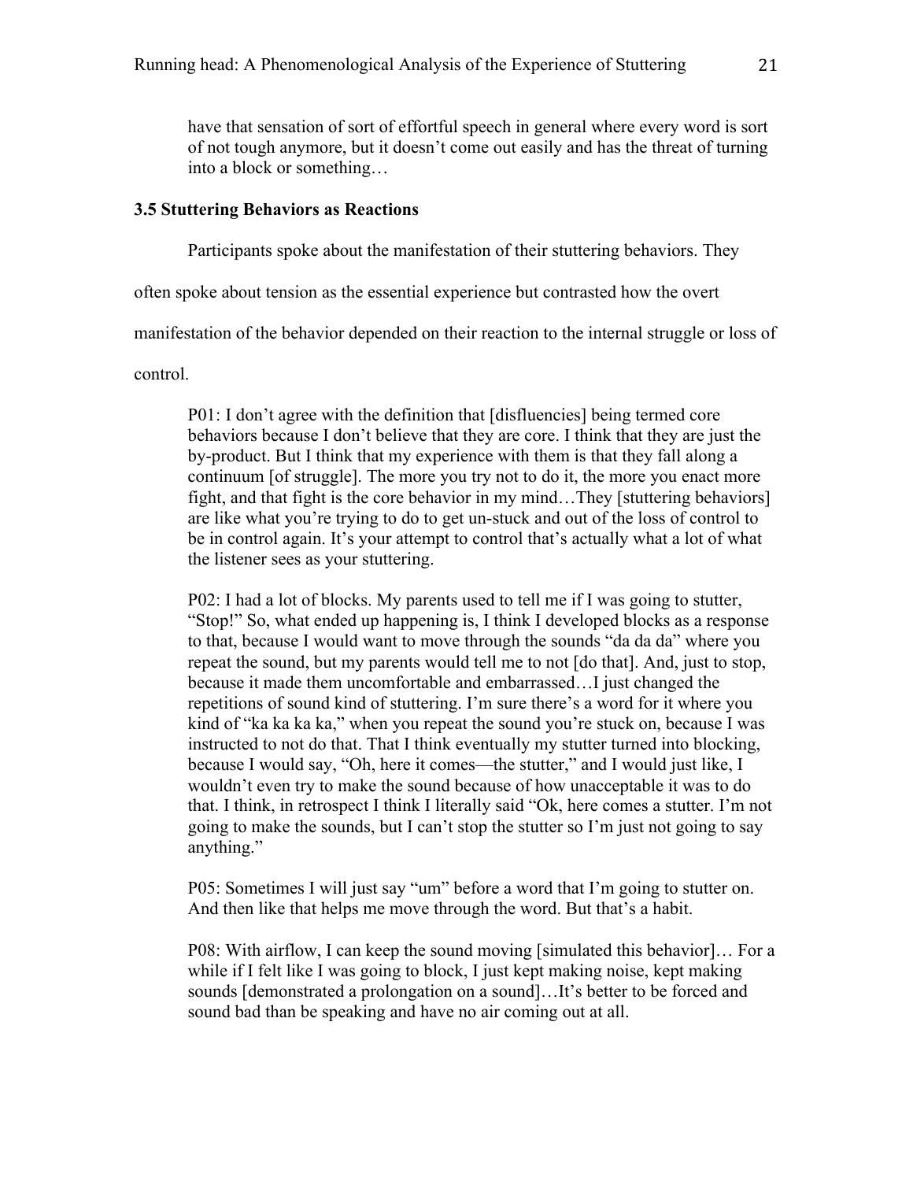have that sensation of sort of effortful speech in general where every word is sort of not tough anymore, but it doesn't come out easily and has the threat of turning into a block or something…

### 3.5 Stuttering Behaviors as Reactions

Participants spoke about the manifestation of their stuttering behaviors. They often spoke about tension as the essential experience but contrasted how the overt manifestation of the behavior depended on their reaction to the internal struggle or loss of control.

> P01: I don't agree with the definition that [disfluencies] being termed core behaviors because I don't believe that they are core. I think that they are just the by-product. But I think that my experience with them is that they fall along a continuum [of struggle]. The more you try not to do it, the more you enact more fight, and that fight is the core behavior in my mind…They [stuttering behaviors] are like what you're trying to do to get un-stuck and out of the loss of control to be in control again. It's your attempt to control that's actually what a lot of what the listener sees as your stuttering.

> P02: I had a lot of blocks. My parents used to tell me if I was going to stutter, "Stop!" So, what ended up happening is, I think I developed blocks as a response to that, because I would want to move through the sounds "da da da" where you repeat the sound, but my parents would tell me to not [do that]. And, just to stop, because it made them uncomfortable and embarrassed…I just changed the repetitions of sound kind of stuttering. I'm sure there's a word for it where you kind of "ka ka ka ka," when you repeat the sound you're stuck on, because I was instructed to not do that. That I think eventually my stutter turned into blocking, because I would say, "Oh, here it comes—the stutter," and I would just like, I wouldn't even try to make the sound because of how unacceptable it was to do that. I think, in retrospect I think I literally said "Ok, here comes a stutter. I'm not going to make the sounds, but I can't stop the stutter so I'm just not going to say anything."

> P05: Sometimes I will just say "um" before a word that I'm going to stutter on. And then like that helps me move through the word. But that's a habit.

> P08: With airflow, I can keep the sound moving [simulated this behavior]… For a while if I felt like I was going to block, I just kept making noise, kept making sounds [demonstrated a prolongation on a sound]…It's better to be forced and sound bad than be speaking and have no air coming out at all.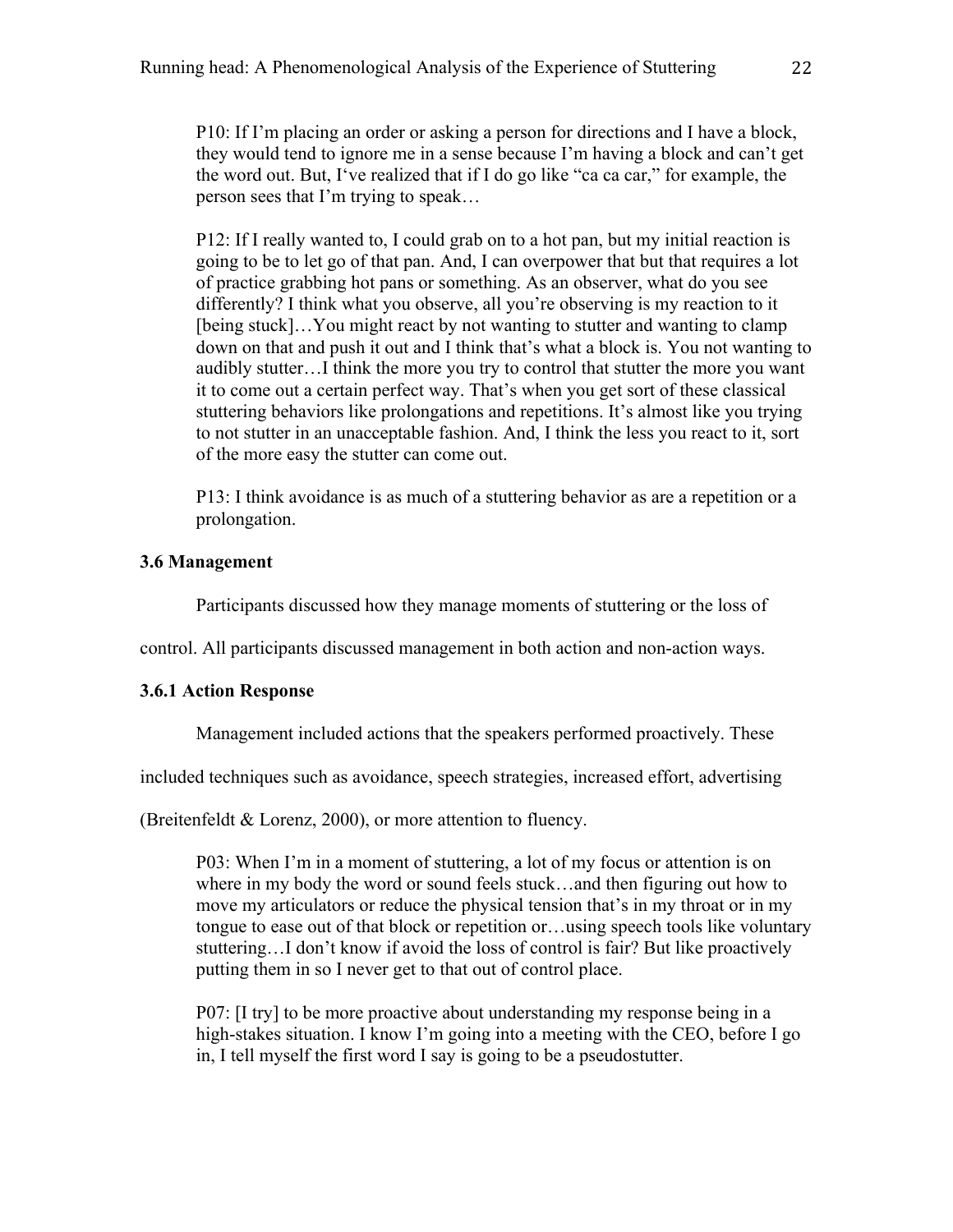> P10: If I'm placing an order or asking a person for directions and I have a block, they would tend to ignore me in a sense because I'm having a block and can't get the word out. But, I've realized that if I do go like "ca ca car," for example, the person sees that I'm trying to speak…

> P12: If I really wanted to, I could grab on to a hot pan, but my initial reaction is going to be to let go of that pan. And, I can overpower that but that requires a lot of practice grabbing hot pans or something. As an observer, what do you see differently? I think what you observe, all you're observing is my reaction to it [being stuck]…You might react by not wanting to stutter and wanting to clamp down on that and push it out and I think that's what a block is. You not wanting to audibly stutter…I think the more you try to control that stutter the more you want it to come out a certain perfect way. That's when you get sort of these classical stuttering behaviors like prolongations and repetitions. It's almost like you trying to not stutter in an unacceptable fashion. And, I think the less you react to it, sort of the more easy the stutter can come out.

> P13: I think avoidance is as much of a stuttering behavior as are a repetition or a prolongation.

### 3.6 Management

Participants discussed how they manage moments of stuttering or the loss of control. All participants discussed management in both action and non-action ways.

#### 3.6.1 Action Response

Management included actions that the speakers performed proactively. These included techniques such as avoidance, speech strategies, increased effort, advertising (Breitenfeldt & Lorenz, 2000), or more attention to fluency.

> P03: When I'm in a moment of stuttering, a lot of my focus or attention is on where in my body the word or sound feels stuck…and then figuring out how to move my articulators or reduce the physical tension that's in my throat or in my tongue to ease out of that block or repetition or…using speech tools like voluntary stuttering…I don't know if avoid the loss of control is fair? But like proactively putting them in so I never get to that out of control place.

> P07: [I try] to be more proactive about understanding my response being in a high-stakes situation. I know I'm going into a meeting with the CEO, before I go in, I tell myself the first word I say is going to be a pseudostutter.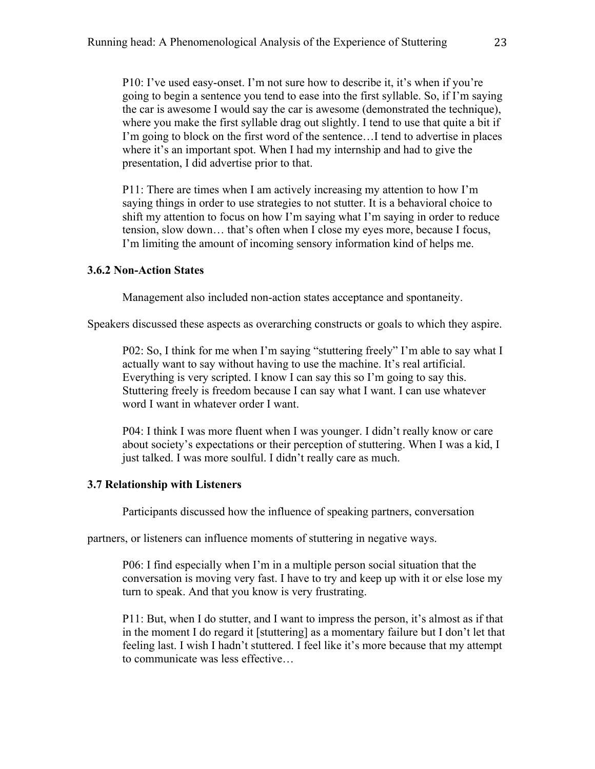> P10: I've used easy-onset. I'm not sure how to describe it, it's when if you're going to begin a sentence you tend to ease into the first syllable. So, if I'm saying the car is awesome I would say the car is awesome (demonstrated the technique), where you make the first syllable drag out slightly. I tend to use that quite a bit if I'm going to block on the first word of the sentence…I tend to advertise in places where it's an important spot. When I had my internship and had to give the presentation, I did advertise prior to that.

> P11: There are times when I am actively increasing my attention to how I'm saying things in order to use strategies to not stutter. It is a behavioral choice to shift my attention to focus on how I'm saying what I'm saying in order to reduce tension, slow down… that's often when I close my eyes more, because I focus, I'm limiting the amount of incoming sensory information kind of helps me.

### 3.6.2 Non-Action States

Management also included non-action states acceptance and spontaneity. Speakers discussed these aspects as overarching constructs or goals to which they aspire.

> P02: So, I think for me when I'm saying "stuttering freely" I'm able to say what I actually want to say without having to use the machine. It's real artificial. Everything is very scripted. I know I can say this so I'm going to say this. Stuttering freely is freedom because I can say what I want. I can use whatever word I want in whatever order I want.

> P04: I think I was more fluent when I was younger. I didn't really know or care about society's expectations or their perception of stuttering. When I was a kid, I just talked. I was more soulful. I didn't really care as much.

### 3.7 Relationship with Listeners

Participants discussed how the influence of speaking partners, conversation partners, or listeners can influence moments of stuttering in negative ways.

> P06: I find especially when I'm in a multiple person social situation that the conversation is moving very fast. I have to try and keep up with it or else lose my turn to speak. And that you know is very frustrating.

> P11: But, when I do stutter, and I want to impress the person, it's almost as if that in the moment I do regard it [stuttering] as a momentary failure but I don't let that feeling last. I wish I hadn't stuttered. I feel like it's more because that my attempt to communicate was less effective…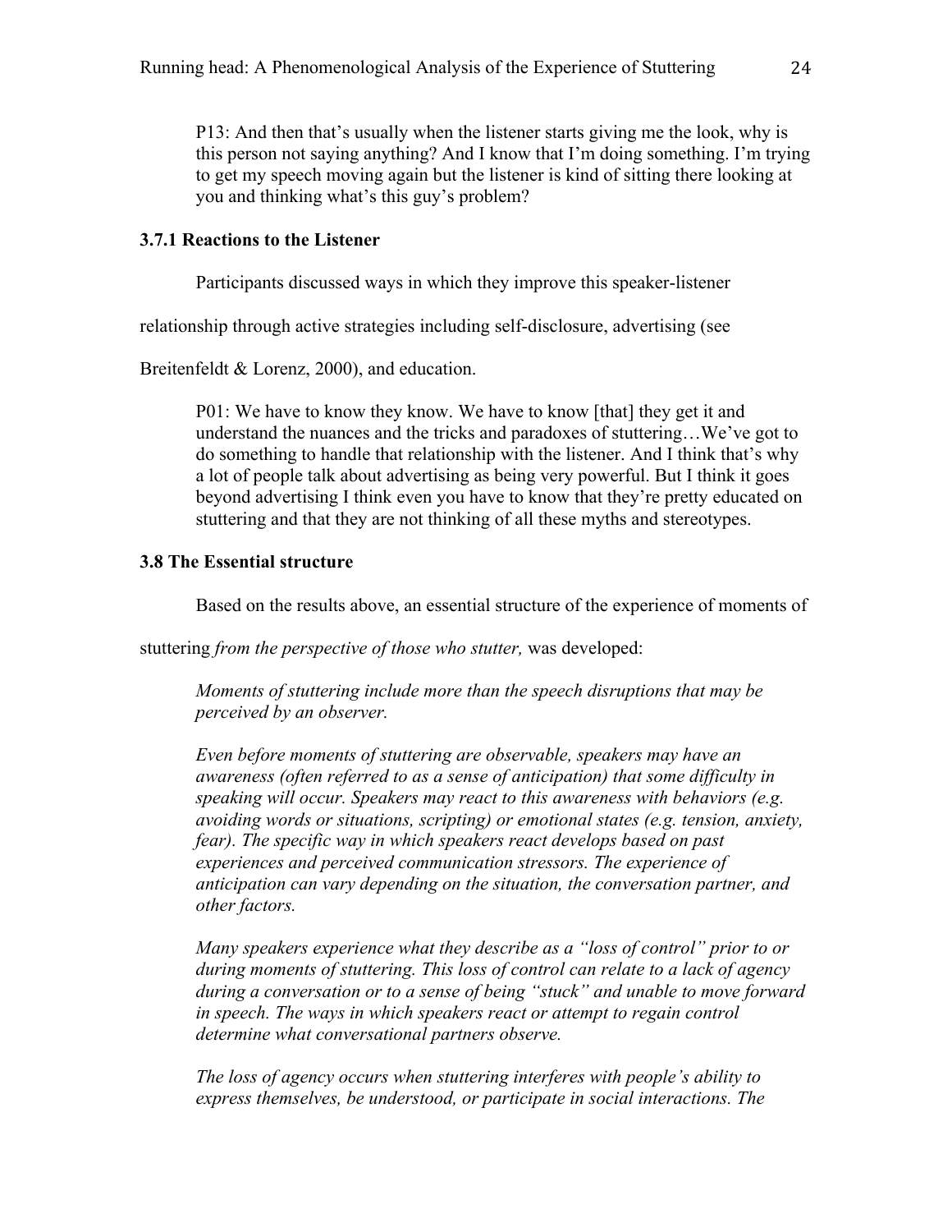> P13: And then that's usually when the listener starts giving me the look, why is this person not saying anything? And I know that I'm doing something. I'm trying to get my speech moving again but the listener is kind of sitting there looking at you and thinking what's this guy's problem?

### 3.7.1 Reactions to the Listener

Participants discussed ways in which they improve this speaker-listener relationship through active strategies including self-disclosure, advertising (see Breitenfeldt & Lorenz, 2000), and education.

> P01: We have to know they know. We have to know [that] they get it and understand the nuances and the tricks and paradoxes of stuttering…We've got to do something to handle that relationship with the listener. And I think that's why a lot of people talk about advertising as being very powerful. But I think it goes beyond advertising I think even you have to know that they're pretty educated on stuttering and that they are not thinking of all these myths and stereotypes.

## 3.8 The Essential structure

Based on the results above, an essential structure of the experience of moments of stuttering *from the perspective of those who stutter,* was developed:

> *Moments of stuttering include more than the speech disruptions that may be perceived by an observer.*
>
> *Even before moments of stuttering are observable, speakers may have an awareness (often referred to as a sense of anticipation) that some difficulty in speaking will occur. Speakers may react to this awareness with behaviors (e.g. avoiding words or situations, scripting) or emotional states (e.g. tension, anxiety, fear). The specific way in which speakers react develops based on past experiences and perceived communication stressors. The experience of anticipation can vary depending on the situation, the conversation partner, and other factors.*
>
> *Many speakers experience what they describe as a "loss of control" prior to or during moments of stuttering. This loss of control can relate to a lack of agency during a conversation or to a sense of being "stuck" and unable to move forward in speech. The ways in which speakers react or attempt to regain control determine what conversational partners observe.*
>
> *The loss of agency occurs when stuttering interferes with people's ability to express themselves, be understood, or participate in social interactions. The*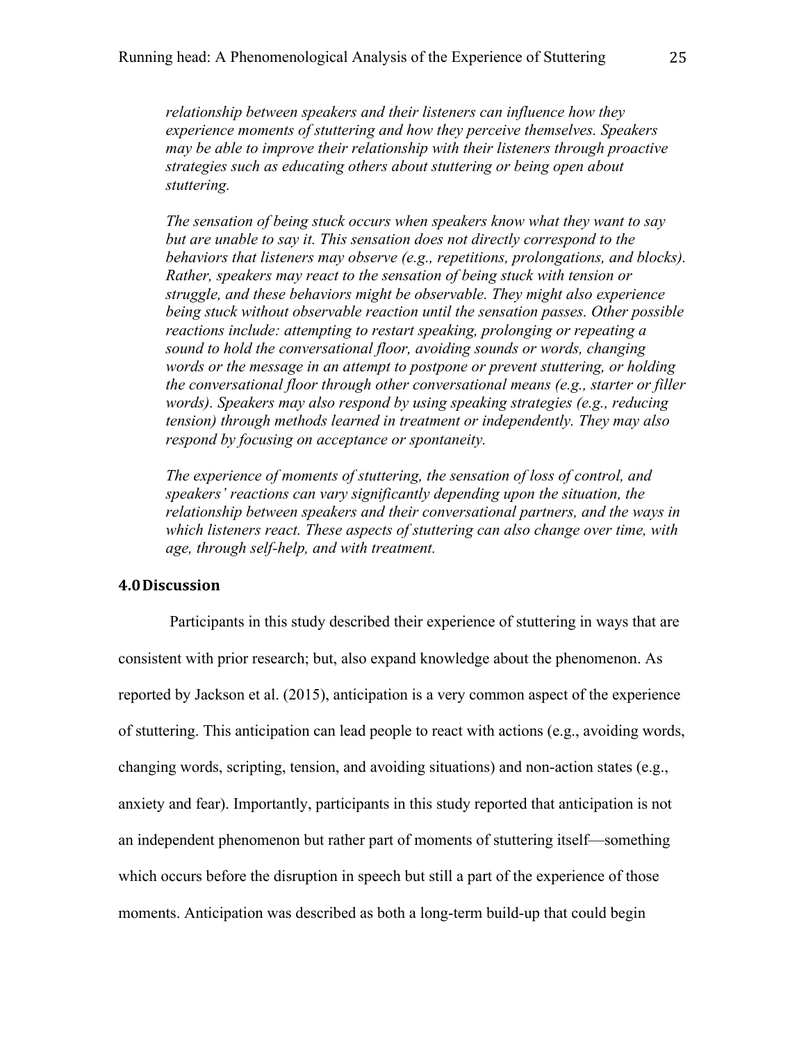*relationship between speakers and their listeners can influence how they experience moments of stuttering and how they perceive themselves. Speakers may be able to improve their relationship with their listeners through proactive strategies such as educating others about stuttering or being open about stuttering.*

*The sensation of being stuck occurs when speakers know what they want to say but are unable to say it. This sensation does not directly correspond to the behaviors that listeners may observe (e.g., repetitions, prolongations, and blocks). Rather, speakers may react to the sensation of being stuck with tension or struggle, and these behaviors might be observable. They might also experience being stuck without observable reaction until the sensation passes. Other possible reactions include: attempting to restart speaking, prolonging or repeating a sound to hold the conversational floor, avoiding sounds or words, changing words or the message in an attempt to postpone or prevent stuttering, or holding the conversational floor through other conversational means (e.g., starter or filler words). Speakers may also respond by using speaking strategies (e.g., reducing tension) through methods learned in treatment or independently. They may also respond by focusing on acceptance or spontaneity.*

*The experience of moments of stuttering, the sensation of loss of control, and speakers' reactions can vary significantly depending upon the situation, the relationship between speakers and their conversational partners, and the ways in which listeners react. These aspects of stuttering can also change over time, with age, through self-help, and with treatment.*

## 4.0 Discussion

Participants in this study described their experience of stuttering in ways that are consistent with prior research; but, also expand knowledge about the phenomenon. As reported by Jackson et al. (2015), anticipation is a very common aspect of the experience of stuttering. This anticipation can lead people to react with actions (e.g., avoiding words, changing words, scripting, tension, and avoiding situations) and non-action states (e.g., anxiety and fear). Importantly, participants in this study reported that anticipation is not an independent phenomenon but rather part of moments of stuttering itself—something which occurs before the disruption in speech but still a part of the experience of those moments. Anticipation was described as both a long-term build-up that could begin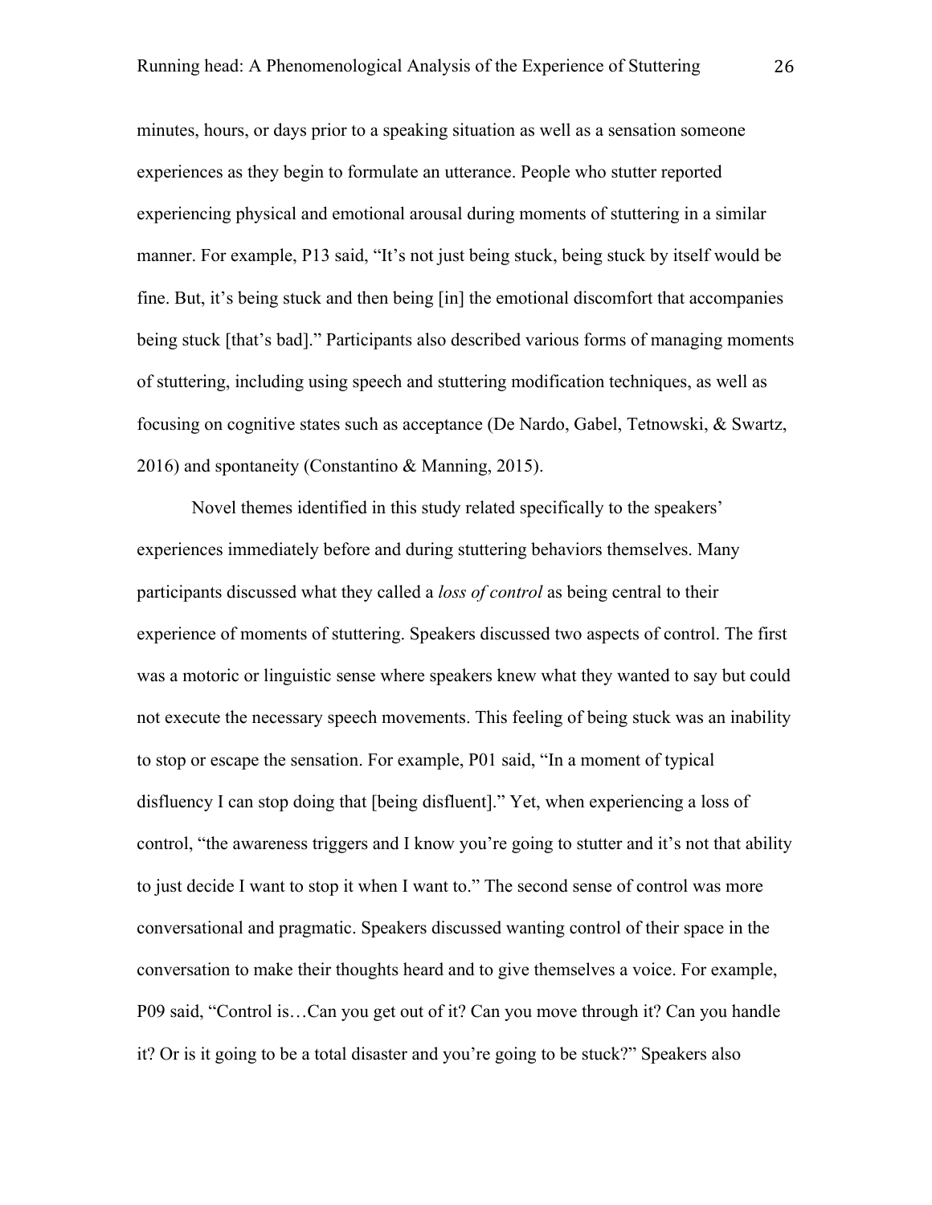minutes, hours, or days prior to a speaking situation as well as a sensation someone experiences as they begin to formulate an utterance. People who stutter reported experiencing physical and emotional arousal during moments of stuttering in a similar manner. For example, P13 said, "It's not just being stuck, being stuck by itself would be fine. But, it's being stuck and then being [in] the emotional discomfort that accompanies being stuck [that's bad]." Participants also described various forms of managing moments of stuttering, including using speech and stuttering modification techniques, as well as focusing on cognitive states such as acceptance (De Nardo, Gabel, Tetnowski, & Swartz, 2016) and spontaneity (Constantino & Manning, 2015).

Novel themes identified in this study related specifically to the speakers' experiences immediately before and during stuttering behaviors themselves. Many participants discussed what they called a *loss of control* as being central to their experience of moments of stuttering. Speakers discussed two aspects of control. The first was a motoric or linguistic sense where speakers knew what they wanted to say but could not execute the necessary speech movements. This feeling of being stuck was an inability to stop or escape the sensation. For example, P01 said, "In a moment of typical disfluency I can stop doing that [being disfluent]." Yet, when experiencing a loss of control, "the awareness triggers and I know you're going to stutter and it's not that ability to just decide I want to stop it when I want to." The second sense of control was more conversational and pragmatic. Speakers discussed wanting control of their space in the conversation to make their thoughts heard and to give themselves a voice. For example, P09 said, "Control is…Can you get out of it? Can you move through it? Can you handle it? Or is it going to be a total disaster and you're going to be stuck?" Speakers also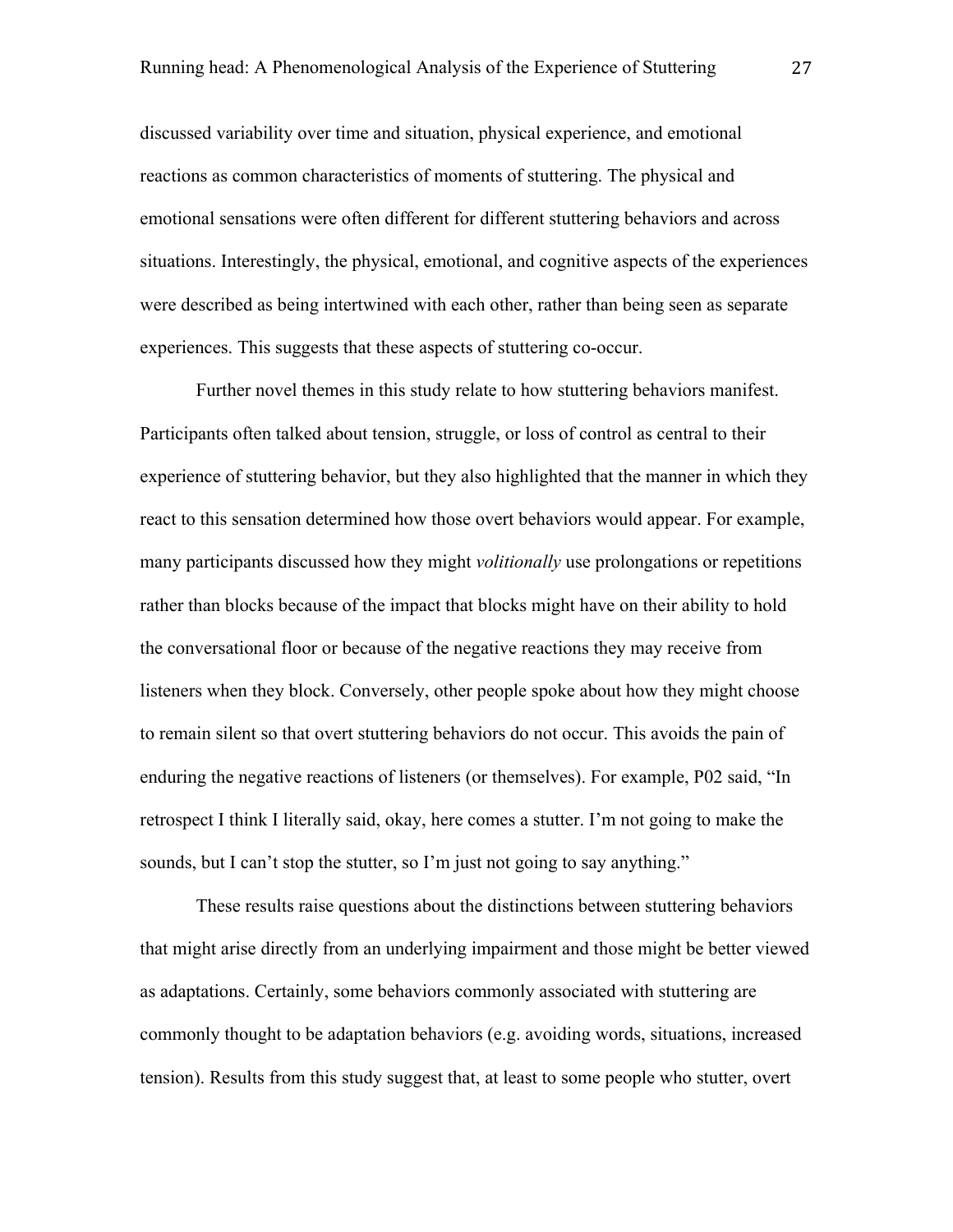discussed variability over time and situation, physical experience, and emotional reactions as common characteristics of moments of stuttering. The physical and emotional sensations were often different for different stuttering behaviors and across situations. Interestingly, the physical, emotional, and cognitive aspects of the experiences were described as being intertwined with each other, rather than being seen as separate experiences. This suggests that these aspects of stuttering co-occur.

Further novel themes in this study relate to how stuttering behaviors manifest. Participants often talked about tension, struggle, or loss of control as central to their experience of stuttering behavior, but they also highlighted that the manner in which they react to this sensation determined how those overt behaviors would appear. For example, many participants discussed how they might *volitionally* use prolongations or repetitions rather than blocks because of the impact that blocks might have on their ability to hold the conversational floor or because of the negative reactions they may receive from listeners when they block. Conversely, other people spoke about how they might choose to remain silent so that overt stuttering behaviors do not occur. This avoids the pain of enduring the negative reactions of listeners (or themselves). For example, P02 said, "In retrospect I think I literally said, okay, here comes a stutter. I'm not going to make the sounds, but I can't stop the stutter, so I'm just not going to say anything."

These results raise questions about the distinctions between stuttering behaviors that might arise directly from an underlying impairment and those might be better viewed as adaptations. Certainly, some behaviors commonly associated with stuttering are commonly thought to be adaptation behaviors (e.g. avoiding words, situations, increased tension). Results from this study suggest that, at least to some people who stutter, overt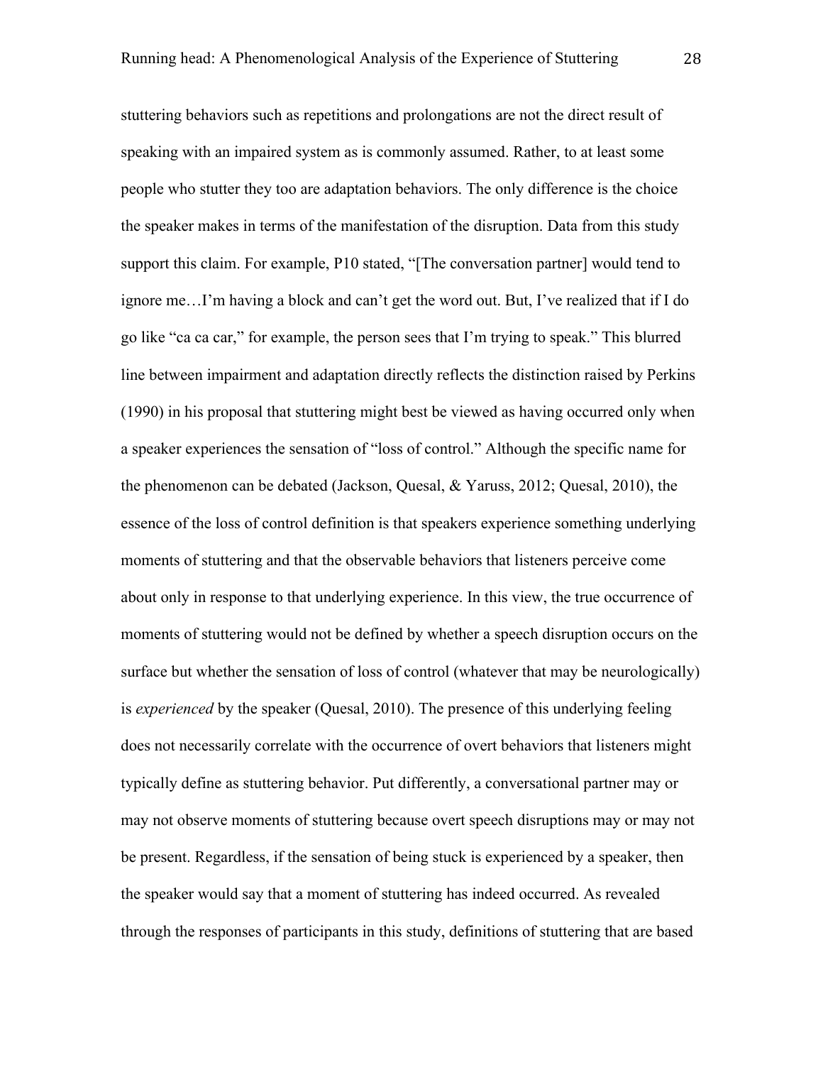stuttering behaviors such as repetitions and prolongations are not the direct result of speaking with an impaired system as is commonly assumed. Rather, to at least some people who stutter they too are adaptation behaviors. The only difference is the choice the speaker makes in terms of the manifestation of the disruption. Data from this study support this claim. For example, P10 stated, "[The conversation partner] would tend to ignore me…I'm having a block and can't get the word out. But, I've realized that if I do go like "ca ca car," for example, the person sees that I'm trying to speak." This blurred line between impairment and adaptation directly reflects the distinction raised by Perkins (1990) in his proposal that stuttering might best be viewed as having occurred only when a speaker experiences the sensation of "loss of control." Although the specific name for the phenomenon can be debated (Jackson, Quesal, & Yaruss, 2012; Quesal, 2010), the essence of the loss of control definition is that speakers experience something underlying moments of stuttering and that the observable behaviors that listeners perceive come about only in response to that underlying experience. In this view, the true occurrence of moments of stuttering would not be defined by whether a speech disruption occurs on the surface but whether the sensation of loss of control (whatever that may be neurologically) is *experienced* by the speaker (Quesal, 2010). The presence of this underlying feeling does not necessarily correlate with the occurrence of overt behaviors that listeners might typically define as stuttering behavior. Put differently, a conversational partner may or may not observe moments of stuttering because overt speech disruptions may or may not be present. Regardless, if the sensation of being stuck is experienced by a speaker, then the speaker would say that a moment of stuttering has indeed occurred. As revealed through the responses of participants in this study, definitions of stuttering that are based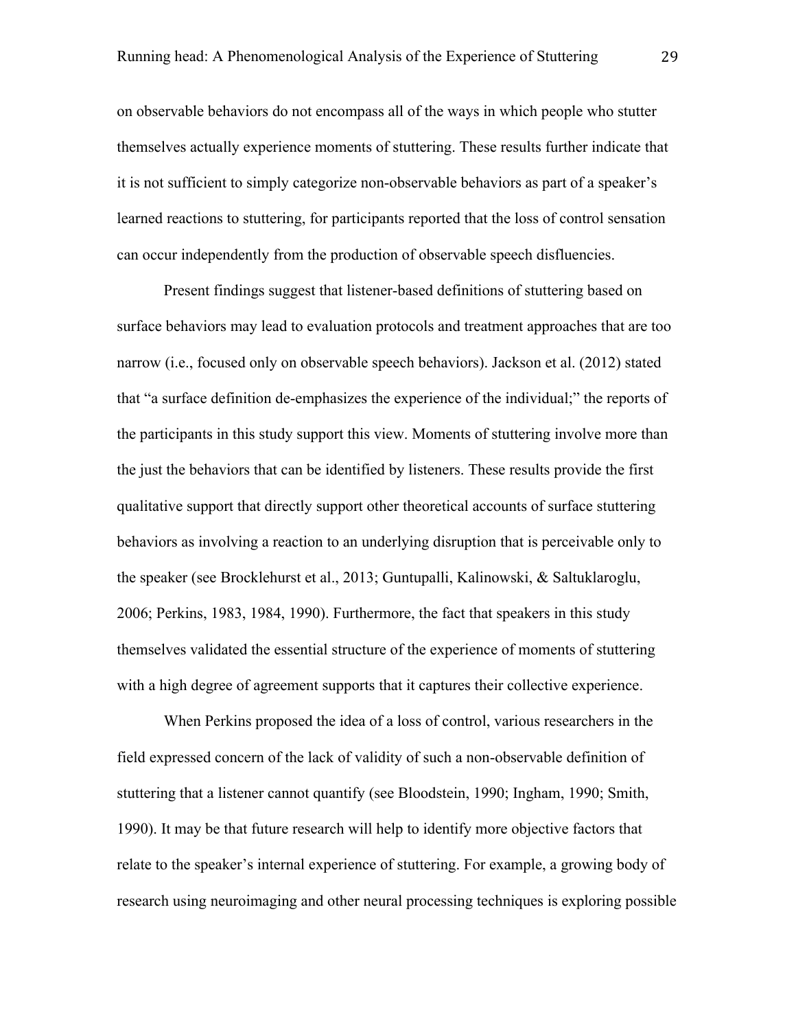on observable behaviors do not encompass all of the ways in which people who stutter themselves actually experience moments of stuttering. These results further indicate that it is not sufficient to simply categorize non-observable behaviors as part of a speaker's learned reactions to stuttering, for participants reported that the loss of control sensation can occur independently from the production of observable speech disfluencies.

Present findings suggest that listener-based definitions of stuttering based on surface behaviors may lead to evaluation protocols and treatment approaches that are too narrow (i.e., focused only on observable speech behaviors). Jackson et al. (2012) stated that "a surface definition de-emphasizes the experience of the individual;" the reports of the participants in this study support this view. Moments of stuttering involve more than the just the behaviors that can be identified by listeners. These results provide the first qualitative support that directly support other theoretical accounts of surface stuttering behaviors as involving a reaction to an underlying disruption that is perceivable only to the speaker (see Brocklehurst et al., 2013; Guntupalli, Kalinowski, & Saltuklaroglu, 2006; Perkins, 1983, 1984, 1990). Furthermore, the fact that speakers in this study themselves validated the essential structure of the experience of moments of stuttering with a high degree of agreement supports that it captures their collective experience.

When Perkins proposed the idea of a loss of control, various researchers in the field expressed concern of the lack of validity of such a non-observable definition of stuttering that a listener cannot quantify (see Bloodstein, 1990; Ingham, 1990; Smith, 1990). It may be that future research will help to identify more objective factors that relate to the speaker's internal experience of stuttering. For example, a growing body of research using neuroimaging and other neural processing techniques is exploring possible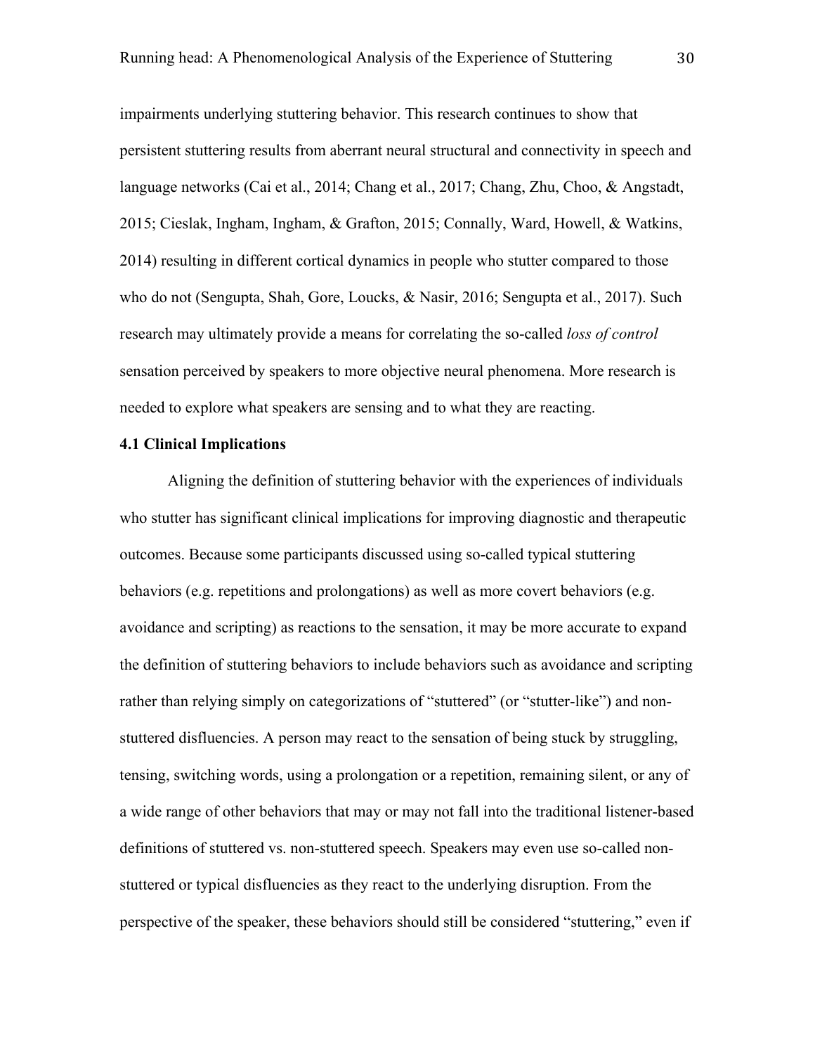impairments underlying stuttering behavior. This research continues to show that persistent stuttering results from aberrant neural structural and connectivity in speech and language networks (Cai et al., 2014; Chang et al., 2017; Chang, Zhu, Choo, & Angstadt, 2015; Cieslak, Ingham, Ingham, & Grafton, 2015; Connally, Ward, Howell, & Watkins, 2014) resulting in different cortical dynamics in people who stutter compared to those who do not (Sengupta, Shah, Gore, Loucks, & Nasir, 2016; Sengupta et al., 2017). Such research may ultimately provide a means for correlating the so-called *loss of control* sensation perceived by speakers to more objective neural phenomena. More research is needed to explore what speakers are sensing and to what they are reacting.

### 4.1 Clinical Implications

Aligning the definition of stuttering behavior with the experiences of individuals who stutter has significant clinical implications for improving diagnostic and therapeutic outcomes. Because some participants discussed using so-called typical stuttering behaviors (e.g. repetitions and prolongations) as well as more covert behaviors (e.g. avoidance and scripting) as reactions to the sensation, it may be more accurate to expand the definition of stuttering behaviors to include behaviors such as avoidance and scripting rather than relying simply on categorizations of "stuttered" (or "stutter-like") and non-stuttered disfluencies. A person may react to the sensation of being stuck by struggling, tensing, switching words, using a prolongation or a repetition, remaining silent, or any of a wide range of other behaviors that may or may not fall into the traditional listener-based definitions of stuttered vs. non-stuttered speech. Speakers may even use so-called non-stuttered or typical disfluencies as they react to the underlying disruption. From the perspective of the speaker, these behaviors should still be considered "stuttering," even if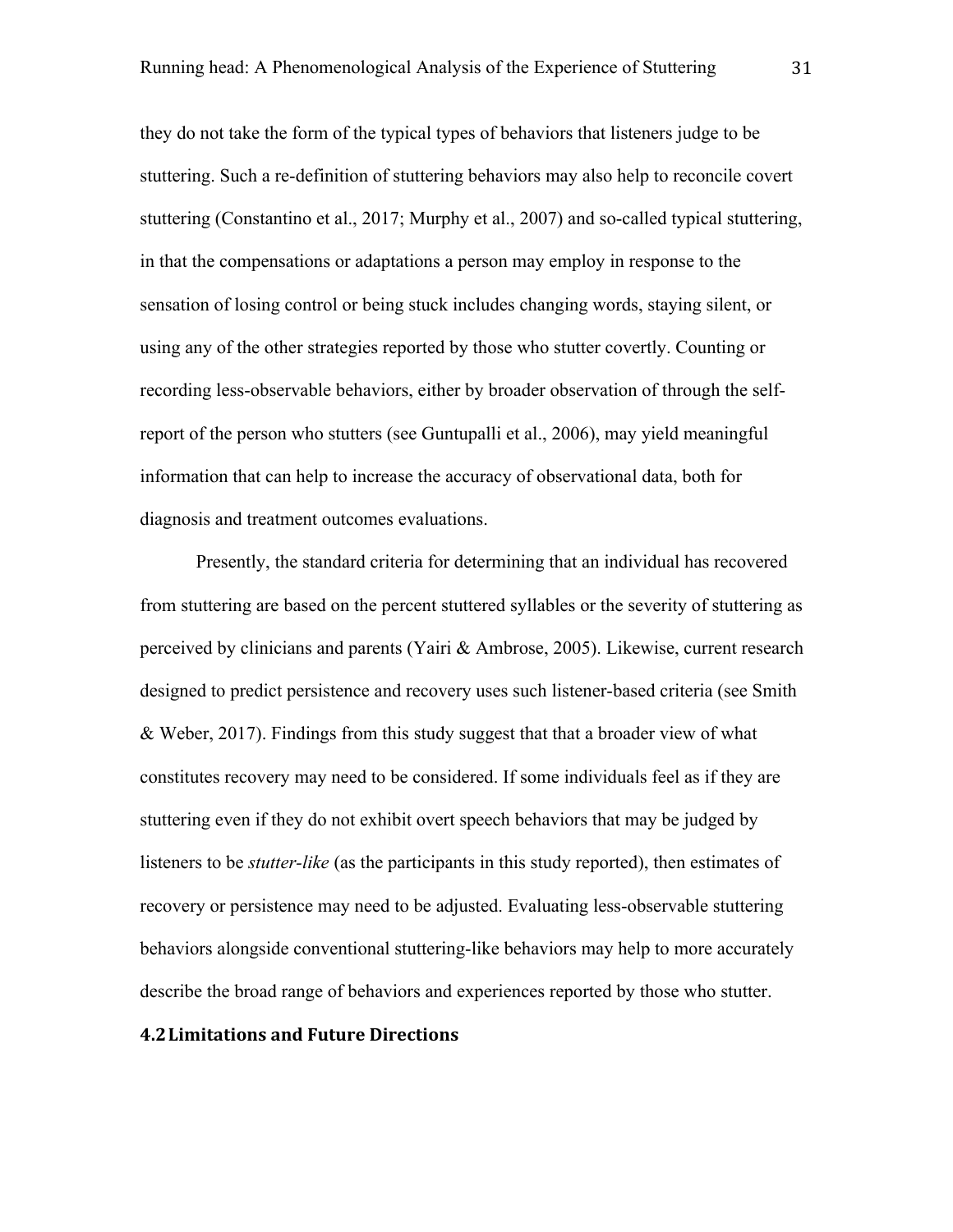they do not take the form of the typical types of behaviors that listeners judge to be stuttering. Such a re-definition of stuttering behaviors may also help to reconcile covert stuttering (Constantino et al., 2017; Murphy et al., 2007) and so-called typical stuttering, in that the compensations or adaptations a person may employ in response to the sensation of losing control or being stuck includes changing words, staying silent, or using any of the other strategies reported by those who stutter covertly. Counting or recording less-observable behaviors, either by broader observation of through the self-report of the person who stutters (see Guntupalli et al., 2006), may yield meaningful information that can help to increase the accuracy of observational data, both for diagnosis and treatment outcomes evaluations.

Presently, the standard criteria for determining that an individual has recovered from stuttering are based on the percent stuttered syllables or the severity of stuttering as perceived by clinicians and parents (Yairi & Ambrose, 2005). Likewise, current research designed to predict persistence and recovery uses such listener-based criteria (see Smith & Weber, 2017). Findings from this study suggest that that a broader view of what constitutes recovery may need to be considered. If some individuals feel as if they are stuttering even if they do not exhibit overt speech behaviors that may be judged by listeners to be *stutter-like* (as the participants in this study reported), then estimates of recovery or persistence may need to be adjusted. Evaluating less-observable stuttering behaviors alongside conventional stuttering-like behaviors may help to more accurately describe the broad range of behaviors and experiences reported by those who stutter.

## 4.2 Limitations and Future Directions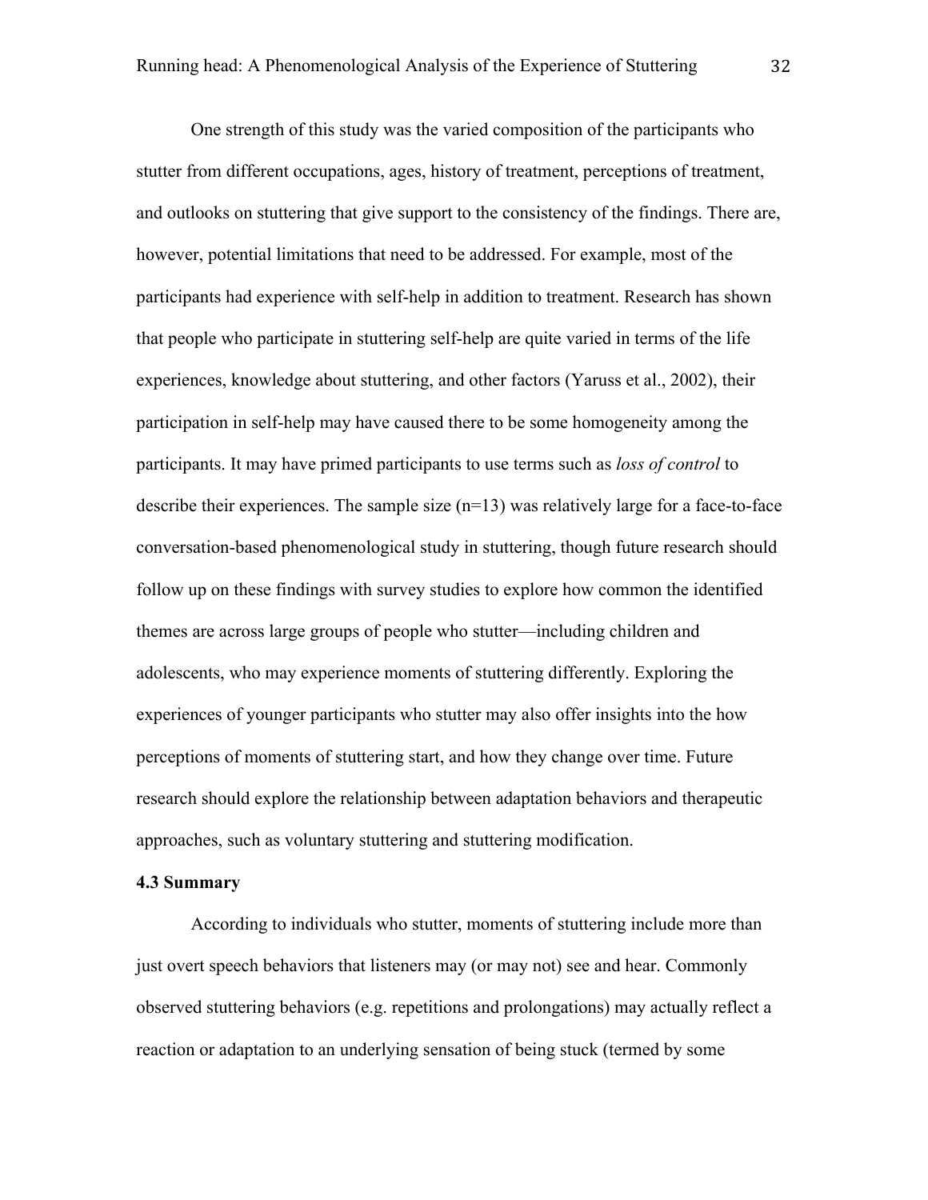One strength of this study was the varied composition of the participants who stutter from different occupations, ages, history of treatment, perceptions of treatment, and outlooks on stuttering that give support to the consistency of the findings. There are, however, potential limitations that need to be addressed. For example, most of the participants had experience with self-help in addition to treatment. Research has shown that people who participate in stuttering self-help are quite varied in terms of the life experiences, knowledge about stuttering, and other factors (Yaruss et al., 2002), their participation in self-help may have caused there to be some homogeneity among the participants. It may have primed participants to use terms such as *loss of control* to describe their experiences. The sample size (n=13) was relatively large for a face-to-face conversation-based phenomenological study in stuttering, though future research should follow up on these findings with survey studies to explore how common the identified themes are across large groups of people who stutter—including children and adolescents, who may experience moments of stuttering differently. Exploring the experiences of younger participants who stutter may also offer insights into the how perceptions of moments of stuttering start, and how they change over time. Future research should explore the relationship between adaptation behaviors and therapeutic approaches, such as voluntary stuttering and stuttering modification.

**4.3 Summary**

According to individuals who stutter, moments of stuttering include more than just overt speech behaviors that listeners may (or may not) see and hear. Commonly observed stuttering behaviors (e.g. repetitions and prolongations) may actually reflect a reaction or adaptation to an underlying sensation of being stuck (termed by some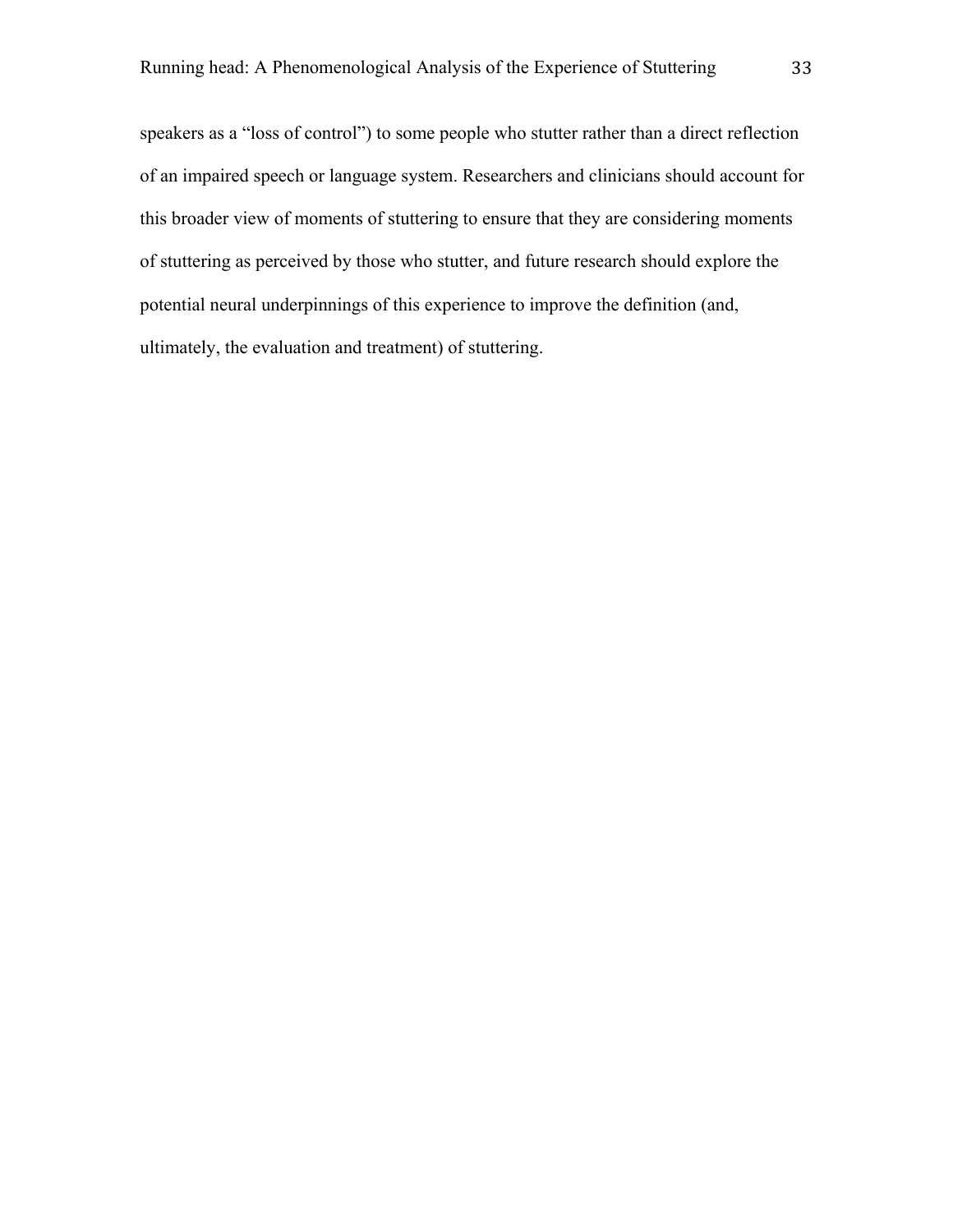speakers as a “loss of control”) to some people who stutter rather than a direct reflection of an impaired speech or language system. Researchers and clinicians should account for this broader view of moments of stuttering to ensure that they are considering moments of stuttering as perceived by those who stutter, and future research should explore the potential neural underpinnings of this experience to improve the definition (and, ultimately, the evaluation and treatment) of stuttering.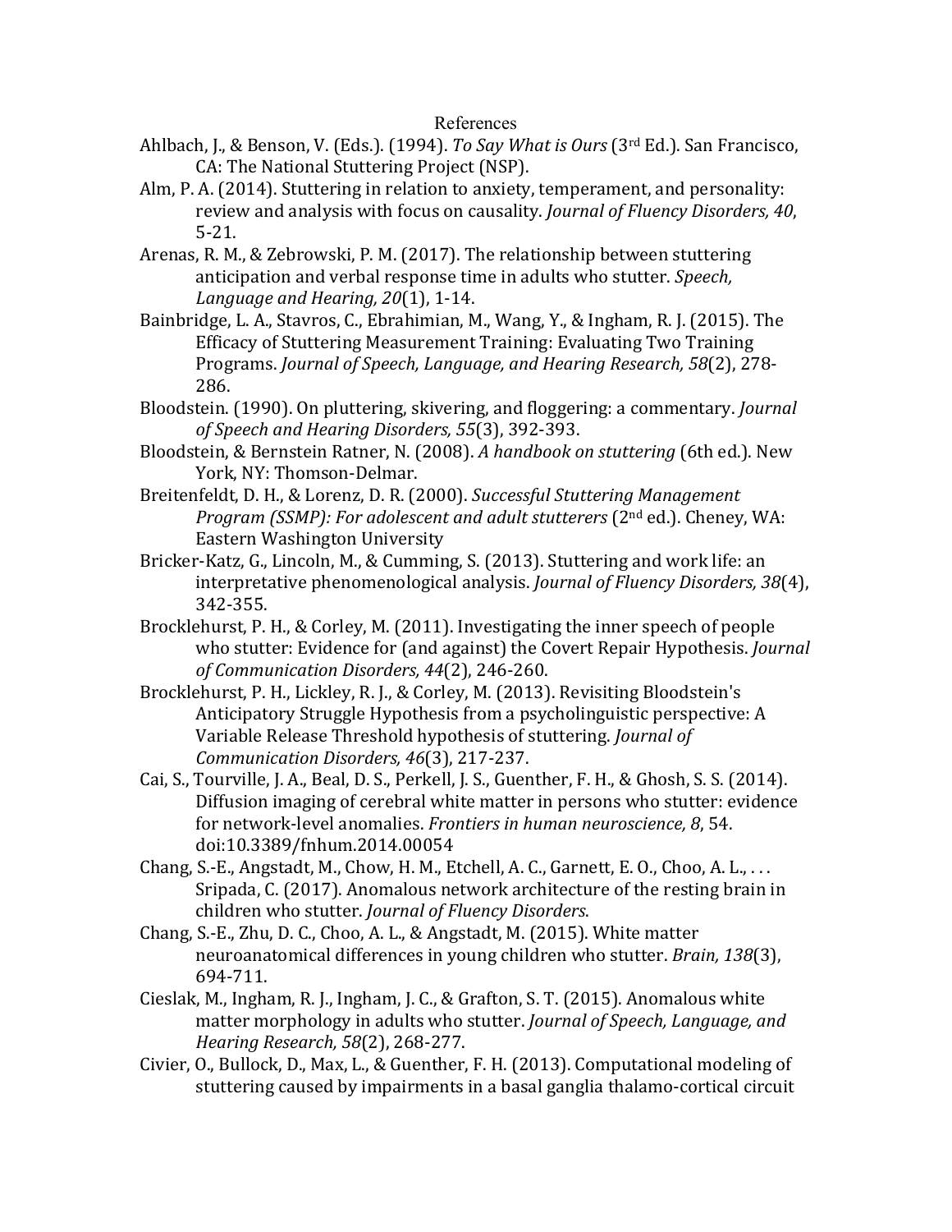# References

Ahlbach, J., & Benson, V. (Eds.). (1994). *To Say What is Ours* (3rd Ed.). San Francisco, CA: The National Stuttering Project (NSP).

Alm, P. A. (2014). Stuttering in relation to anxiety, temperament, and personality: review and analysis with focus on causality. *Journal of Fluency Disorders, 40*, 5-21.

Arenas, R. M., & Zebrowski, P. M. (2017). The relationship between stuttering anticipation and verbal response time in adults who stutter. *Speech, Language and Hearing, 20*(1), 1-14.

Bainbridge, L. A., Stavros, C., Ebrahimian, M., Wang, Y., & Ingham, R. J. (2015). The Efficacy of Stuttering Measurement Training: Evaluating Two Training Programs. *Journal of Speech, Language, and Hearing Research, 58*(2), 278-286.

Bloodstein. (1990). On pluttering, skivering, and floggering: a commentary. *Journal of Speech and Hearing Disorders, 55*(3), 392-393.

Bloodstein, & Bernstein Ratner, N. (2008). *A handbook on stuttering* (6th ed.). New York, NY: Thomson-Delmar.

Breitenfeldt, D. H., & Lorenz, D. R. (2000). *Successful Stuttering Management Program (SSMP): For adolescent and adult stutterers* (2nd ed.). Cheney, WA: Eastern Washington University

Bricker-Katz, G., Lincoln, M., & Cumming, S. (2013). Stuttering and work life: an interpretative phenomenological analysis. *Journal of Fluency Disorders, 38*(4), 342-355.

Brocklehurst, P. H., & Corley, M. (2011). Investigating the inner speech of people who stutter: Evidence for (and against) the Covert Repair Hypothesis. *Journal of Communication Disorders, 44*(2), 246-260.

Brocklehurst, P. H., Lickley, R. J., & Corley, M. (2013). Revisiting Bloodstein's Anticipatory Struggle Hypothesis from a psycholinguistic perspective: A Variable Release Threshold hypothesis of stuttering. *Journal of Communication Disorders, 46*(3), 217-237.

Cai, S., Tourville, J. A., Beal, D. S., Perkell, J. S., Guenther, F. H., & Ghosh, S. S. (2014). Diffusion imaging of cerebral white matter in persons who stutter: evidence for network-level anomalies. *Frontiers in human neuroscience, 8*, 54. doi:10.3389/fnhum.2014.00054

Chang, S.-E., Angstadt, M., Chow, H. M., Etchell, A. C., Garnett, E. O., Choo, A. L., . . . Sripada, C. (2017). Anomalous network architecture of the resting brain in children who stutter. *Journal of Fluency Disorders*.

Chang, S.-E., Zhu, D. C., Choo, A. L., & Angstadt, M. (2015). White matter neuroanatomical differences in young children who stutter. *Brain, 138*(3), 694-711.

Cieslak, M., Ingham, R. J., Ingham, J. C., & Grafton, S. T. (2015). Anomalous white matter morphology in adults who stutter. *Journal of Speech, Language, and Hearing Research, 58*(2), 268-277.

Civier, O., Bullock, D., Max, L., & Guenther, F. H. (2013). Computational modeling of stuttering caused by impairments in a basal ganglia thalamo-cortical circuit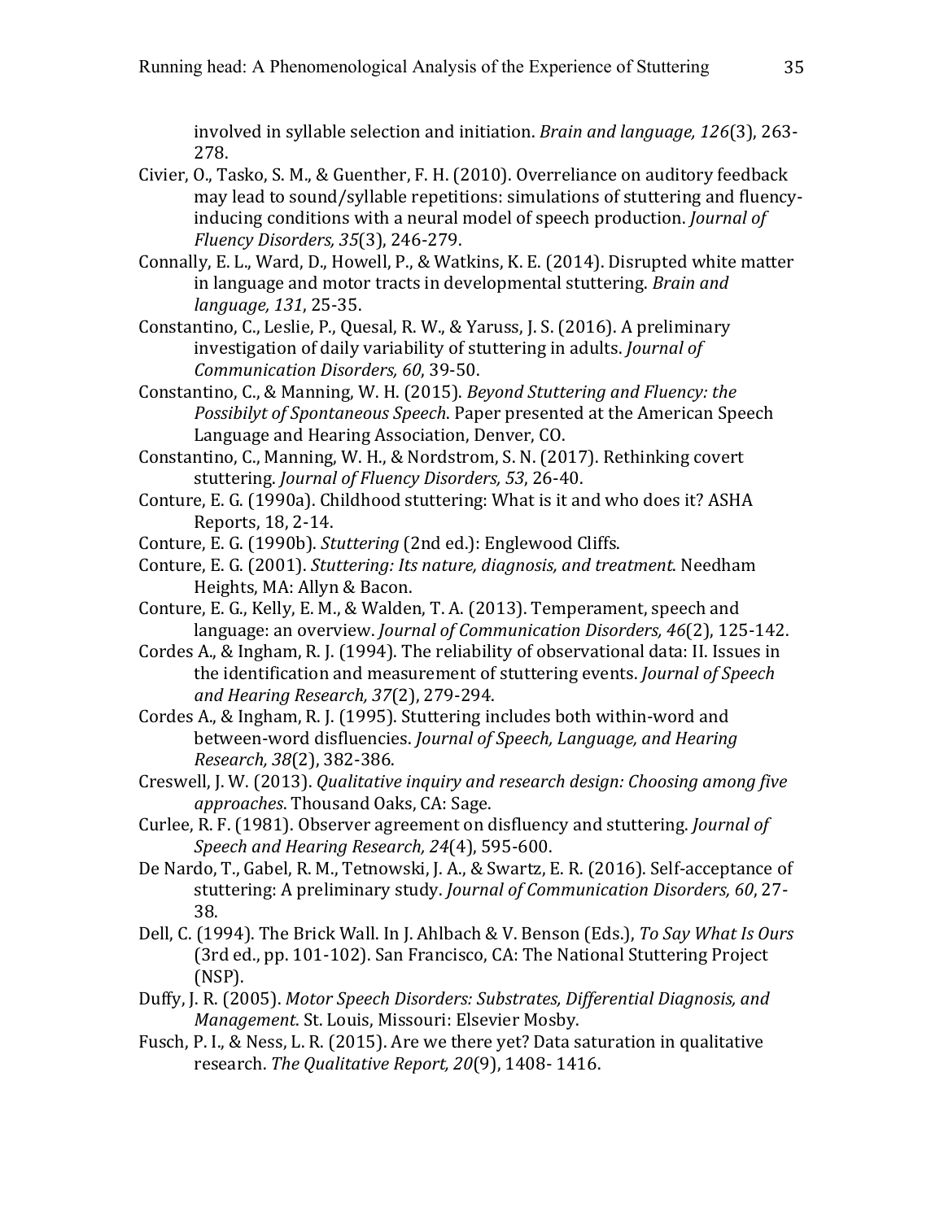involved in syllable selection and initiation. *Brain and language, 126*(3), 263-278.

Civier, O., Tasko, S. M., & Guenther, F. H. (2010). Overreliance on auditory feedback may lead to sound/syllable repetitions: simulations of stuttering and fluency-inducing conditions with a neural model of speech production. *Journal of Fluency Disorders, 35*(3), 246-279.

Connally, E. L., Ward, D., Howell, P., & Watkins, K. E. (2014). Disrupted white matter in language and motor tracts in developmental stuttering. *Brain and language, 131*, 25-35.

Constantino, C., Leslie, P., Quesal, R. W., & Yaruss, J. S. (2016). A preliminary investigation of daily variability of stuttering in adults. *Journal of Communication Disorders, 60*, 39-50.

Constantino, C., & Manning, W. H. (2015). *Beyond Stuttering and Fluency: the Possibilyt of Spontaneous Speech*. Paper presented at the American Speech Language and Hearing Association, Denver, CO.

Constantino, C., Manning, W. H., & Nordstrom, S. N. (2017). Rethinking covert stuttering. *Journal of Fluency Disorders, 53*, 26-40.

Conture, E. G. (1990a). Childhood stuttering: What is it and who does it? ASHA Reports, 18, 2-14.

Conture, E. G. (1990b). *Stuttering* (2nd ed.): Englewood Cliffs.

Conture, E. G. (2001). *Stuttering: Its nature, diagnosis, and treatment*. Needham Heights, MA: Allyn & Bacon.

Conture, E. G., Kelly, E. M., & Walden, T. A. (2013). Temperament, speech and language: an overview. *Journal of Communication Disorders, 46*(2), 125-142.

Cordes A., & Ingham, R. J. (1994). The reliability of observational data: II. Issues in the identification and measurement of stuttering events. *Journal of Speech and Hearing Research, 37*(2), 279-294.

Cordes A., & Ingham, R. J. (1995). Stuttering includes both within-word and between-word disfluencies. *Journal of Speech, Language, and Hearing Research, 38*(2), 382-386.

Creswell, J. W. (2013). *Qualitative inquiry and research design: Choosing among five approaches*. Thousand Oaks, CA: Sage.

Curlee, R. F. (1981). Observer agreement on disfluency and stuttering. *Journal of Speech and Hearing Research, 24*(4), 595-600.

De Nardo, T., Gabel, R. M., Tetnowski, J. A., & Swartz, E. R. (2016). Self-acceptance of stuttering: A preliminary study. *Journal of Communication Disorders, 60*, 27-38.

Dell, C. (1994). The Brick Wall. In J. Ahlbach & V. Benson (Eds.), *To Say What Is Ours* (3rd ed., pp. 101-102). San Francisco, CA: The National Stuttering Project (NSP).

Duffy, J. R. (2005). *Motor Speech Disorders: Substrates, Differential Diagnosis, and Management*. St. Louis, Missouri: Elsevier Mosby.

Fusch, P. I., & Ness, L. R. (2015). Are we there yet? Data saturation in qualitative research. *The Qualitative Report, 20*(9), 1408- 1416.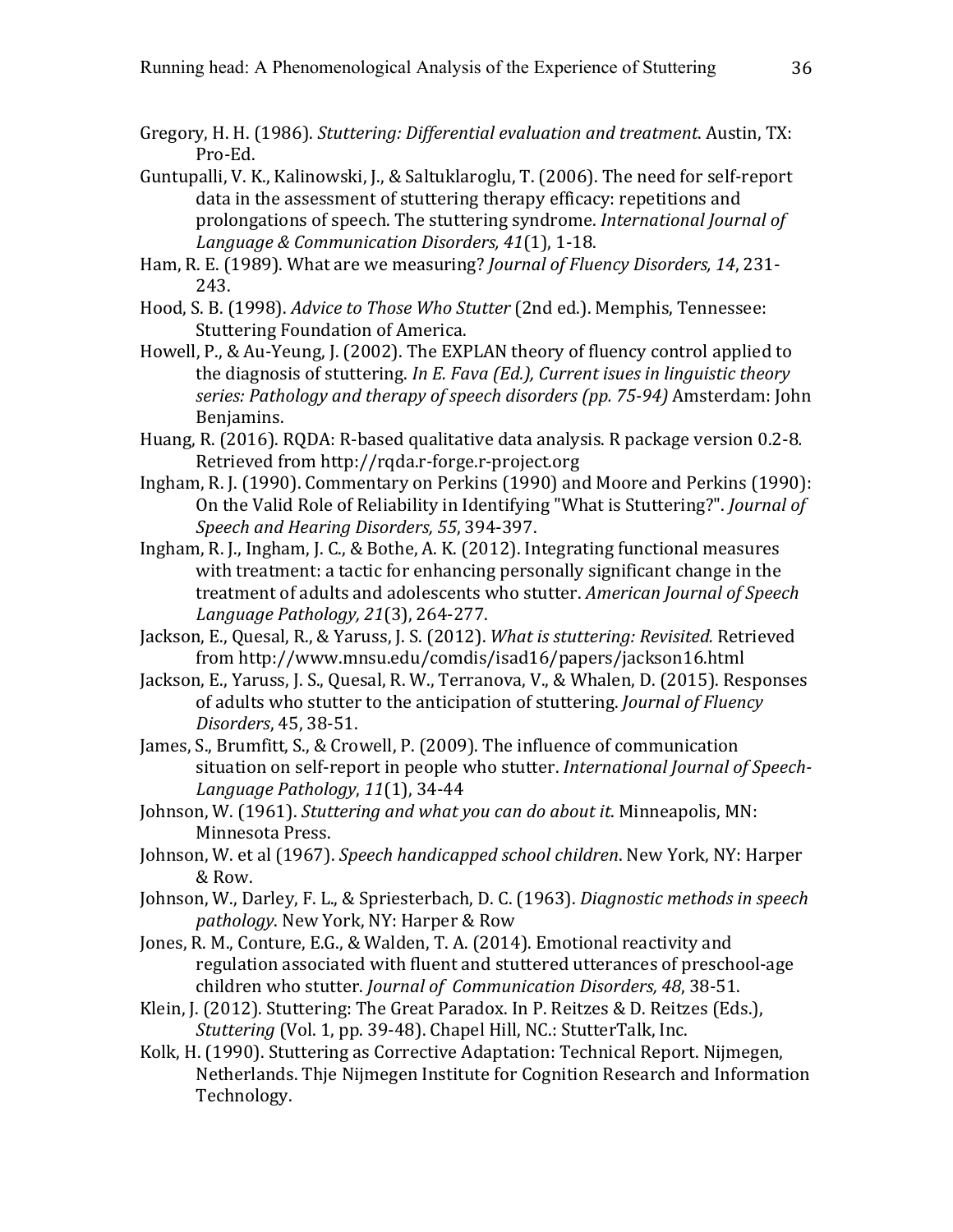Gregory, H. H. (1986). *Stuttering: Differential evaluation and treatment*. Austin, TX: Pro-Ed.

Guntupalli, V. K., Kalinowski, J., & Saltuklaroglu, T. (2006). The need for self-report data in the assessment of stuttering therapy efficacy: repetitions and prolongations of speech. The stuttering syndrome. *International Journal of Language & Communication Disorders, 41*(1), 1-18.

Ham, R. E. (1989). What are we measuring? *Journal of Fluency Disorders, 14*, 231-243.

Hood, S. B. (1998). *Advice to Those Who Stutter* (2nd ed.). Memphis, Tennessee: Stuttering Foundation of America.

Howell, P., & Au-Yeung, J. (2002). The EXPLAN theory of fluency control applied to the diagnosis of stuttering. *In E. Fava (Ed.), Current isues in linguistic theory series: Pathology and therapy of speech disorders (pp. 75-94)* Amsterdam: John Benjamins.

Huang, R. (2016). RQDA: R-based qualitative data analysis. R package version 0.2-8. Retrieved from http://rqda.r-forge.r-project.org

Ingham, R. J. (1990). Commentary on Perkins (1990) and Moore and Perkins (1990): On the Valid Role of Reliability in Identifying "What is Stuttering?". *Journal of Speech and Hearing Disorders, 55*, 394-397.

Ingham, R. J., Ingham, J. C., & Bothe, A. K. (2012). Integrating functional measures with treatment: a tactic for enhancing personally significant change in the treatment of adults and adolescents who stutter. *American Journal of Speech Language Pathology, 21*(3), 264-277.

Jackson, E., Quesal, R., & Yaruss, J. S. (2012). *What is stuttering: Revisited.* Retrieved from http://www.mnsu.edu/comdis/isad16/papers/jackson16.html

Jackson, E., Yaruss, J. S., Quesal, R. W., Terranova, V., & Whalen, D. (2015). Responses of adults who stutter to the anticipation of stuttering. *Journal of Fluency Disorders*, 45, 38-51.

James, S., Brumfitt, S., & Crowell, P. (2009). The influence of communication situation on self-report in people who stutter. *International Journal of Speech-Language Pathology*, *11*(1), 34-44

Johnson, W. (1961). *Stuttering and what you can do about it*. Minneapolis, MN: Minnesota Press.

Johnson, W. et al (1967). *Speech handicapped school children*. New York, NY: Harper & Row.

Johnson, W., Darley, F. L., & Spriesterbach, D. C. (1963). *Diagnostic methods in speech pathology*. New York, NY: Harper & Row

Jones, R. M., Conture, E.G., & Walden, T. A. (2014). Emotional reactivity and regulation associated with fluent and stuttered utterances of preschool-age children who stutter. *Journal of Communication Disorders, 48*, 38-51.

Klein, J. (2012). Stuttering: The Great Paradox. In P. Reitzes & D. Reitzes (Eds.), *Stuttering* (Vol. 1, pp. 39-48). Chapel Hill, NC.: StutterTalk, Inc.

Kolk, H. (1990). Stuttering as Corrective Adaptation: Technical Report. Nijmegen, Netherlands. Thje Nijmegen Institute for Cognition Research and Information Technology.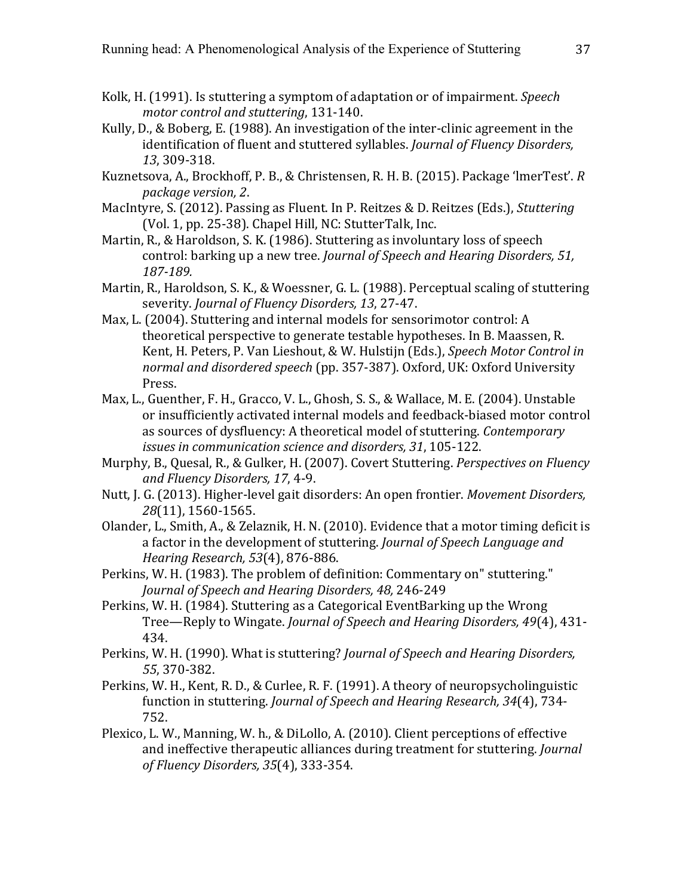Kolk, H. (1991). Is stuttering a symptom of adaptation or of impairment. *Speech motor control and stuttering*, 131-140.

Kully, D., & Boberg, E. (1988). An investigation of the inter-clinic agreement in the identification of fluent and stuttered syllables. *Journal of Fluency Disorders, 13*, 309-318.

Kuznetsova, A., Brockhoff, P. B., & Christensen, R. H. B. (2015). Package 'lmerTest'. *R package version, 2*.

MacIntyre, S. (2012). Passing as Fluent. In P. Reitzes & D. Reitzes (Eds.), *Stuttering* (Vol. 1, pp. 25-38). Chapel Hill, NC: StutterTalk, Inc.

Martin, R., & Haroldson, S. K. (1986). Stuttering as involuntary loss of speech control: barking up a new tree. *Journal of Speech and Hearing Disorders, 51, 187-189.*

Martin, R., Haroldson, S. K., & Woessner, G. L. (1988). Perceptual scaling of stuttering severity. *Journal of Fluency Disorders, 13*, 27-47.

Max, L. (2004). Stuttering and internal models for sensorimotor control: A theoretical perspective to generate testable hypotheses. In B. Maassen, R. Kent, H. Peters, P. Van Lieshout, & W. Hulstijn (Eds.), *Speech Motor Control in normal and disordered speech* (pp. 357-387). Oxford, UK: Oxford University Press.

Max, L., Guenther, F. H., Gracco, V. L., Ghosh, S. S., & Wallace, M. E. (2004). Unstable or insufficiently activated internal models and feedback-biased motor control as sources of dysfluency: A theoretical model of stuttering. *Contemporary issues in communication science and disorders, 31*, 105-122.

Murphy, B., Quesal, R., & Gulker, H. (2007). Covert Stuttering. *Perspectives on Fluency and Fluency Disorders, 17*, 4-9.

Nutt, J. G. (2013). Higher-level gait disorders: An open frontier. *Movement Disorders, 28*(11), 1560-1565.

Olander, L., Smith, A., & Zelaznik, H. N. (2010). Evidence that a motor timing deficit is a factor in the development of stuttering. *Journal of Speech Language and Hearing Research, 53*(4), 876-886.

Perkins, W. H. (1983). The problem of definition: Commentary on" stuttering." *Journal of Speech and Hearing Disorders, 48,* 246-249

Perkins, W. H. (1984). Stuttering as a Categorical EventBarking up the Wrong Tree—Reply to Wingate. *Journal of Speech and Hearing Disorders, 49*(4), 431-434.

Perkins, W. H. (1990). What is stuttering? *Journal of Speech and Hearing Disorders, 55*, 370-382.

Perkins, W. H., Kent, R. D., & Curlee, R. F. (1991). A theory of neuropsycholinguistic function in stuttering. *Journal of Speech and Hearing Research, 34*(4), 734-752.

Plexico, L. W., Manning, W. h., & DiLollo, A. (2010). Client perceptions of effective and ineffective therapeutic alliances during treatment for stuttering. *Journal of Fluency Disorders, 35*(4), 333-354.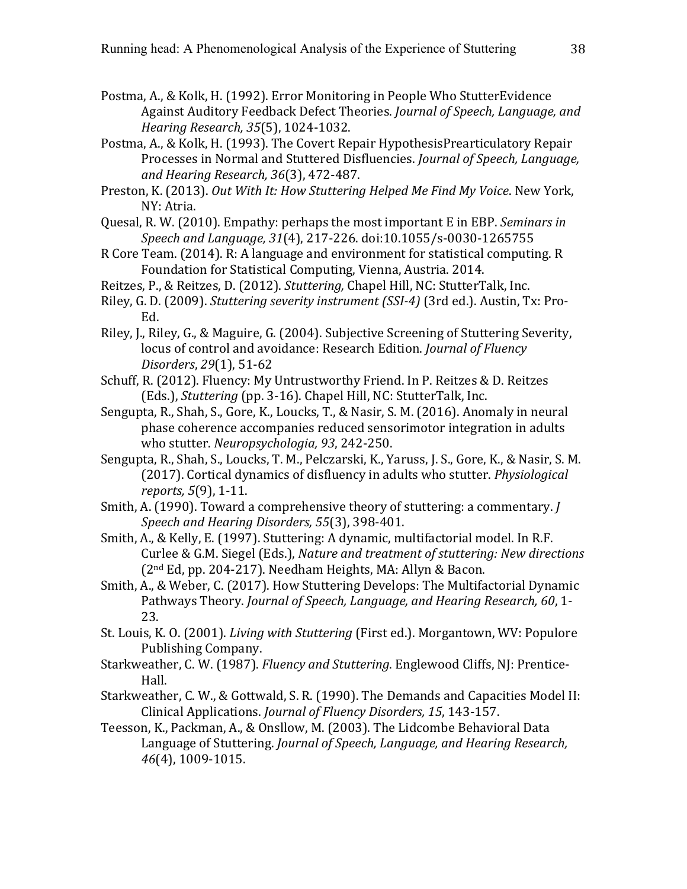Postma, A., & Kolk, H. (1992). Error Monitoring in People Who StutterEvidence Against Auditory Feedback Defect Theories. *Journal of Speech, Language, and Hearing Research, 35*(5), 1024-1032.

Postma, A., & Kolk, H. (1993). The Covert Repair HypothesisPrearticulatory Repair Processes in Normal and Stuttered Disfluencies. *Journal of Speech, Language, and Hearing Research, 36*(3), 472-487.

Preston, K. (2013). *Out With It: How Stuttering Helped Me Find My Voice*. New York, NY: Atria.

Quesal, R. W. (2010). Empathy: perhaps the most important E in EBP. *Seminars in Speech and Language, 31*(4), 217-226. doi:10.1055/s-0030-1265755

R Core Team. (2014). R: A language and environment for statistical computing. R Foundation for Statistical Computing, Vienna, Austria. 2014.

Reitzes, P., & Reitzes, D. (2012). *Stuttering,* Chapel Hill, NC: StutterTalk, Inc.

Riley, G. D. (2009). *Stuttering severity instrument (SSI-4)* (3rd ed.). Austin, Tx: Pro-Ed.

Riley, J., Riley, G., & Maguire, G. (2004). Subjective Screening of Stuttering Severity, locus of control and avoidance: Research Edition. *Journal of Fluency Disorders*, *29*(1), 51-62

Schuff, R. (2012). Fluency: My Untrustworthy Friend. In P. Reitzes & D. Reitzes (Eds.), *Stuttering* (pp. 3-16). Chapel Hill, NC: StutterTalk, Inc.

Sengupta, R., Shah, S., Gore, K., Loucks, T., & Nasir, S. M. (2016). Anomaly in neural phase coherence accompanies reduced sensorimotor integration in adults who stutter. *Neuropsychologia, 93*, 242-250.

Sengupta, R., Shah, S., Loucks, T. M., Pelczarski, K., Yaruss, J. S., Gore, K., & Nasir, S. M. (2017). Cortical dynamics of disfluency in adults who stutter. *Physiological reports, 5*(9), 1-11.

Smith, A. (1990). Toward a comprehensive theory of stuttering: a commentary. *J Speech and Hearing Disorders, 55*(3), 398-401.

Smith, A., & Kelly, E. (1997). Stuttering: A dynamic, multifactorial model. In R.F. Curlee & G.M. Siegel (Eds.), *Nature and treatment of stuttering: New directions* (2nd Ed, pp. 204-217). Needham Heights, MA: Allyn & Bacon.

Smith, A., & Weber, C. (2017). How Stuttering Develops: The Multifactorial Dynamic Pathways Theory. *Journal of Speech, Language, and Hearing Research, 60*, 1-23.

St. Louis, K. O. (2001). *Living with Stuttering* (First ed.). Morgantown, WV: Populore Publishing Company.

Starkweather, C. W. (1987). *Fluency and Stuttering*. Englewood Cliffs, NJ: Prentice-Hall.

Starkweather, C. W., & Gottwald, S. R. (1990). The Demands and Capacities Model II: Clinical Applications. *Journal of Fluency Disorders, 15*, 143-157.

Teesson, K., Packman, A., & Onsllow, M. (2003). The Lidcombe Behavioral Data Language of Stuttering. *Journal of Speech, Language, and Hearing Research, 46*(4), 1009-1015.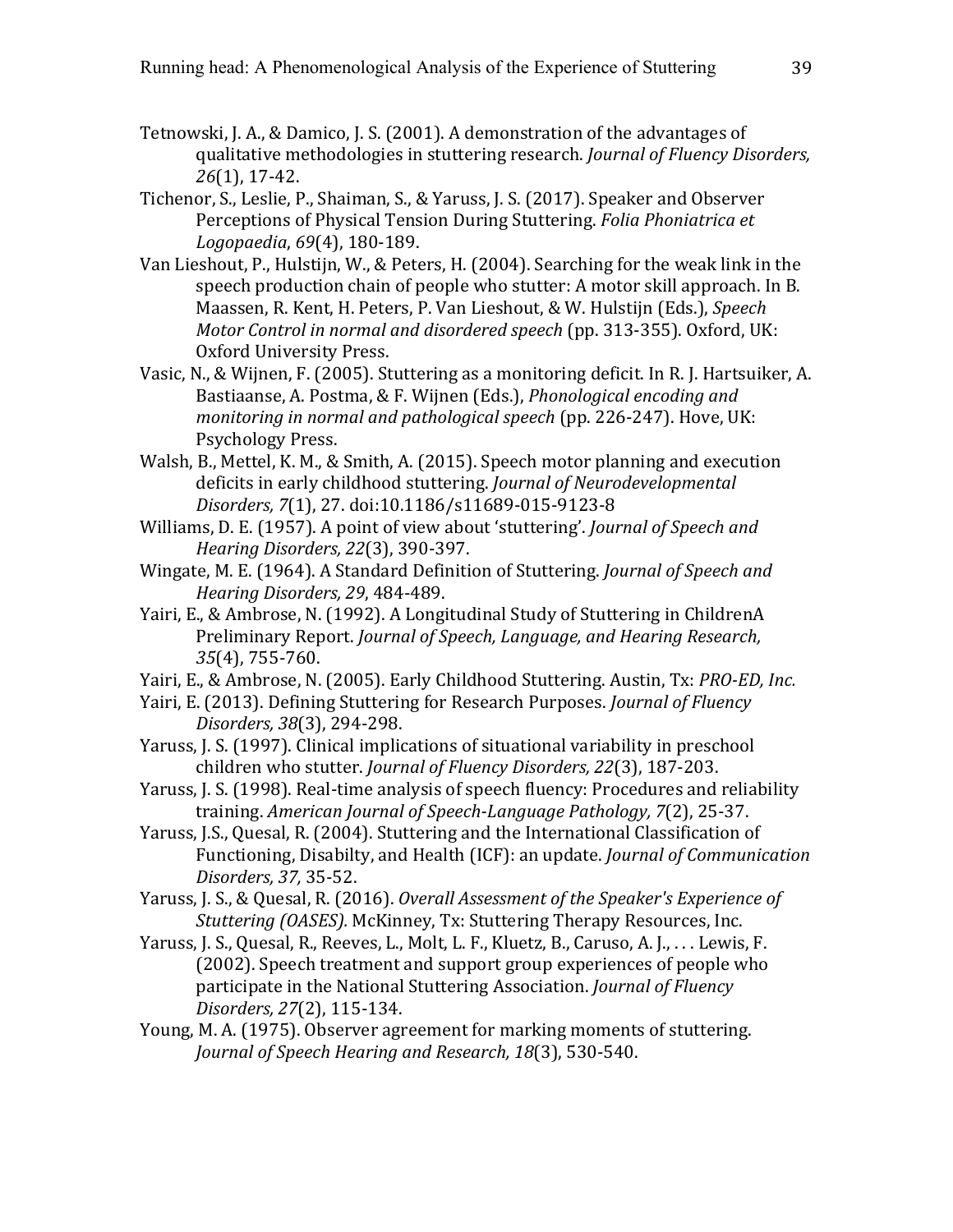Tetnowski, J. A., & Damico, J. S. (2001). A demonstration of the advantages of qualitative methodologies in stuttering research. *Journal of Fluency Disorders, 26*(1), 17-42.

Tichenor, S., Leslie, P., Shaiman, S., & Yaruss, J. S. (2017). Speaker and Observer Perceptions of Physical Tension During Stuttering. *Folia Phoniatrica et Logopaedia, 69*(4), 180-189.

Van Lieshout, P., Hulstijn, W., & Peters, H. (2004). Searching for the weak link in the speech production chain of people who stutter: A motor skill approach. In B. Maassen, R. Kent, H. Peters, P. Van Lieshout, & W. Hulstijn (Eds.), *Speech Motor Control in normal and disordered speech* (pp. 313-355). Oxford, UK: Oxford University Press.

Vasic, N., & Wijnen, F. (2005). Stuttering as a monitoring deficit. In R. J. Hartsuiker, A. Bastiaanse, A. Postma, & F. Wijnen (Eds.), *Phonological encoding and monitoring in normal and pathological speech* (pp. 226-247). Hove, UK: Psychology Press.

Walsh, B., Mettel, K. M., & Smith, A. (2015). Speech motor planning and execution deficits in early childhood stuttering. *Journal of Neurodevelopmental Disorders, 7*(1), 27. doi:10.1186/s11689-015-9123-8

Williams, D. E. (1957). A point of view about 'stuttering'. *Journal of Speech and Hearing Disorders, 22*(3), 390-397.

Wingate, M. E. (1964). A Standard Definition of Stuttering. *Journal of Speech and Hearing Disorders, 29*, 484-489.

Yairi, E., & Ambrose, N. (1992). A Longitudinal Study of Stuttering in ChildrenA Preliminary Report. *Journal of Speech, Language, and Hearing Research, 35*(4), 755-760.

Yairi, E., & Ambrose, N. (2005). Early Childhood Stuttering. Austin, Tx: *PRO-ED, Inc.*

Yairi, E. (2013). Defining Stuttering for Research Purposes. *Journal of Fluency Disorders, 38*(3), 294-298.

Yaruss, J. S. (1997). Clinical implications of situational variability in preschool children who stutter. *Journal of Fluency Disorders, 22*(3), 187-203.

Yaruss, J. S. (1998). Real-time analysis of speech fluency: Procedures and reliability training. *American Journal of Speech-Language Pathology, 7*(2), 25-37.

Yaruss, J.S., Quesal, R. (2004). Stuttering and the International Classification of Functioning, Disabilty, and Health (ICF): an update. *Journal of Communication Disorders, 37,* 35-52.

Yaruss, J. S., & Quesal, R. (2016). *Overall Assessment of the Speaker's Experience of Stuttering (OASES).* McKinney, Tx: Stuttering Therapy Resources, Inc.

Yaruss, J. S., Quesal, R., Reeves, L., Molt, L. F., Kluetz, B., Caruso, A. J., . . . Lewis, F. (2002). Speech treatment and support group experiences of people who participate in the National Stuttering Association. *Journal of Fluency Disorders, 27*(2), 115-134.

Young, M. A. (1975). Observer agreement for marking moments of stuttering. *Journal of Speech Hearing and Research, 18*(3), 530-540.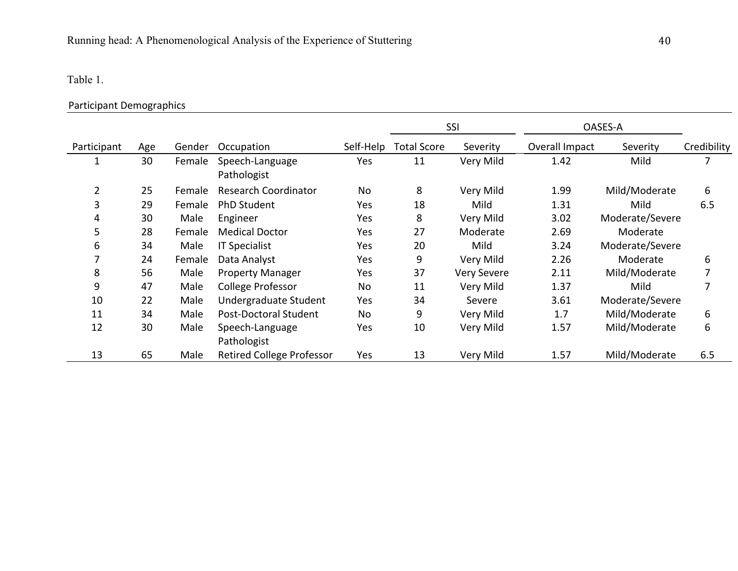Table 1.

Participant Demographics

| | | | | | SSI | | OASES-A | | |
|---|---|---|---|---|---|---|---|---|---|
| Participant | Age | Gender | Occupation | Self-Help | Total Score | Severity | Overall Impact | Severity | Credibility |
| 1 | 30 | Female | Speech-Language Pathologist | Yes | 11 | Very Mild | 1.42 | Mild | 7 |
| 2 | 25 | Female | Research Coordinator | No | 8 | Very Mild | 1.99 | Mild/Moderate | 6 |
| 3 | 29 | Female | PhD Student | Yes | 18 | Mild | 1.31 | Mild | 6.5 |
| 4 | 30 | Male | Engineer | Yes | 8 | Very Mild | 3.02 | Moderate/Severe | |
| 5 | 28 | Female | Medical Doctor | Yes | 27 | Moderate | 2.69 | Moderate | |
| 6 | 34 | Male | IT Specialist | Yes | 20 | Mild | 3.24 | Moderate/Severe | |
| 7 | 24 | Female | Data Analyst | Yes | 9 | Very Mild | 2.26 | Moderate | 6 |
| 8 | 56 | Male | Property Manager | Yes | 37 | Very Severe | 2.11 | Mild/Moderate | 7 |
| 9 | 47 | Male | College Professor | No | 11 | Very Mild | 1.37 | Mild | 7 |
| 10 | 22 | Male | Undergraduate Student | Yes | 34 | Severe | 3.61 | Moderate/Severe | |
| 11 | 34 | Male | Post-Doctoral Student | No | 9 | Very Mild | 1.7 | Mild/Moderate | 6 |
| 12 | 30 | Male | Speech-Language Pathologist | Yes | 10 | Very Mild | 1.57 | Mild/Moderate | 6 |
| 13 | 65 | Male | Retired College Professor | Yes | 13 | Very Mild | 1.57 | Mild/Moderate | 6.5 |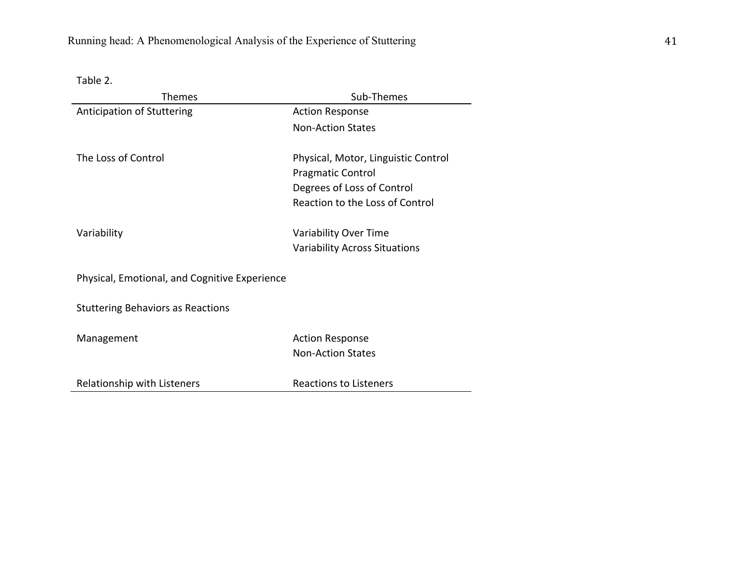Table 2.

| Themes | Sub-Themes |
| --- | --- |
| Anticipation of Stuttering | Action Response |
| | Non-Action States |
| The Loss of Control | Physical, Motor, Linguistic Control |
| | Pragmatic Control |
| | Degrees of Loss of Control |
| | Reaction to the Loss of Control |
| Variability | Variability Over Time |
| | Variability Across Situations |
| Physical, Emotional, and Cognitive Experience | |
| Stuttering Behaviors as Reactions | |
| Management | Action Response |
| | Non-Action States |
| Relationship with Listeners | Reactions to Listeners |